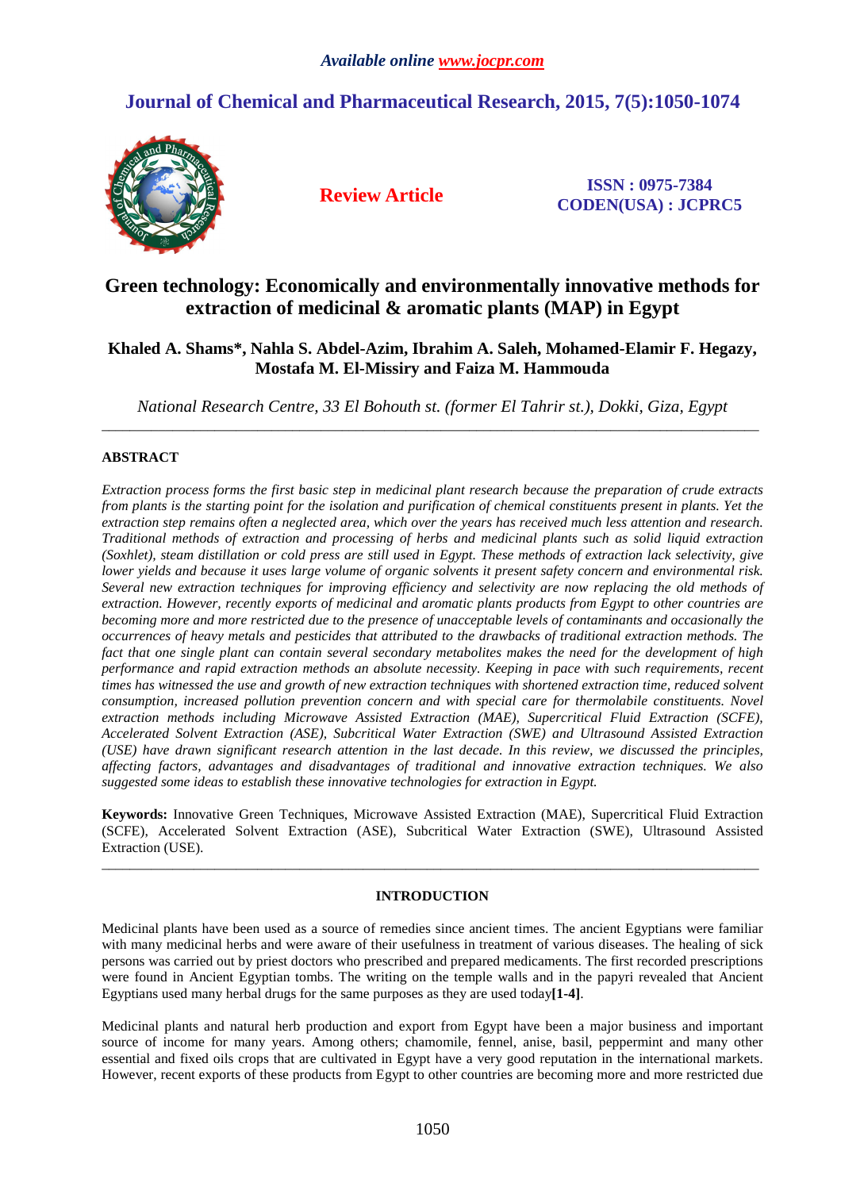*Available online www.jocpr.com*

# Journal of Chemical and Pharmaceutical Research, 2015, 7(5):1050-1074

**Review Article**

**ISSN : 0975-7384**
**CODEN(USA) : JCPRC5**

# Green technology: Economically and environmentally innovative methods for extraction of medicinal & aromatic plants (MAP) in Egypt

**Khaled A. Shams\*, Nahla S. Abdel-Azim, Ibrahim A. Saleh, Mohamed-Elamir F. Hegazy, Mostafa M. El-Missiry and Faiza M. Hammouda**

*National Research Centre, 33 El Bohouth st. (former El Tahrir st.), Dokki, Giza, Egypt*

---

## ABSTRACT

*Extraction process forms the first basic step in medicinal plant research because the preparation of crude extracts from plants is the starting point for the isolation and purification of chemical constituents present in plants. Yet the extraction step remains often a neglected area, which over the years has received much less attention and research. Traditional methods of extraction and processing of herbs and medicinal plants such as solid liquid extraction (Soxhlet), steam distillation or cold press are still used in Egypt. These methods of extraction lack selectivity, give lower yields and because it uses large volume of organic solvents it present safety concern and environmental risk. Several new extraction techniques for improving efficiency and selectivity are now replacing the old methods of extraction. However, recently exports of medicinal and aromatic plants products from Egypt to other countries are becoming more and more restricted due to the presence of unacceptable levels of contaminants and occasionally the occurrences of heavy metals and pesticides that attributed to the drawbacks of traditional extraction methods. The fact that one single plant can contain several secondary metabolites makes the need for the development of high performance and rapid extraction methods an absolute necessity. Keeping in pace with such requirements, recent times has witnessed the use and growth of new extraction techniques with shortened extraction time, reduced solvent consumption, increased pollution prevention concern and with special care for thermolabile constituents. Novel extraction methods including Microwave Assisted Extraction (MAE), Supercritical Fluid Extraction (SCFE), Accelerated Solvent Extraction (ASE), Subcritical Water Extraction (SWE) and Ultrasound Assisted Extraction (USE) have drawn significant research attention in the last decade. In this review, we discussed the principles, affecting factors, advantages and disadvantages of traditional and innovative extraction techniques. We also suggested some ideas to establish these innovative technologies for extraction in Egypt.*

**Keywords:** Innovative Green Techniques, Microwave Assisted Extraction (MAE), Supercritical Fluid Extraction (SCFE), Accelerated Solvent Extraction (ASE), Subcritical Water Extraction (SWE), Ultrasound Assisted Extraction (USE).

---

## INTRODUCTION

Medicinal plants have been used as a source of remedies since ancient times. The ancient Egyptians were familiar with many medicinal herbs and were aware of their usefulness in treatment of various diseases. The healing of sick persons was carried out by priest doctors who prescribed and prepared medicaments. The first recorded prescriptions were found in Ancient Egyptian tombs. The writing on the temple walls and in the papyri revealed that Ancient Egyptians used many herbal drugs for the same purposes as they are used today**[1-4]**.

Medicinal plants and natural herb production and export from Egypt have been a major business and important source of income for many years. Among others; chamomile, fennel, anise, basil, peppermint and many other essential and fixed oils crops that are cultivated in Egypt have a very good reputation in the international markets. However, recent exports of these products from Egypt to other countries are becoming more and more restricted due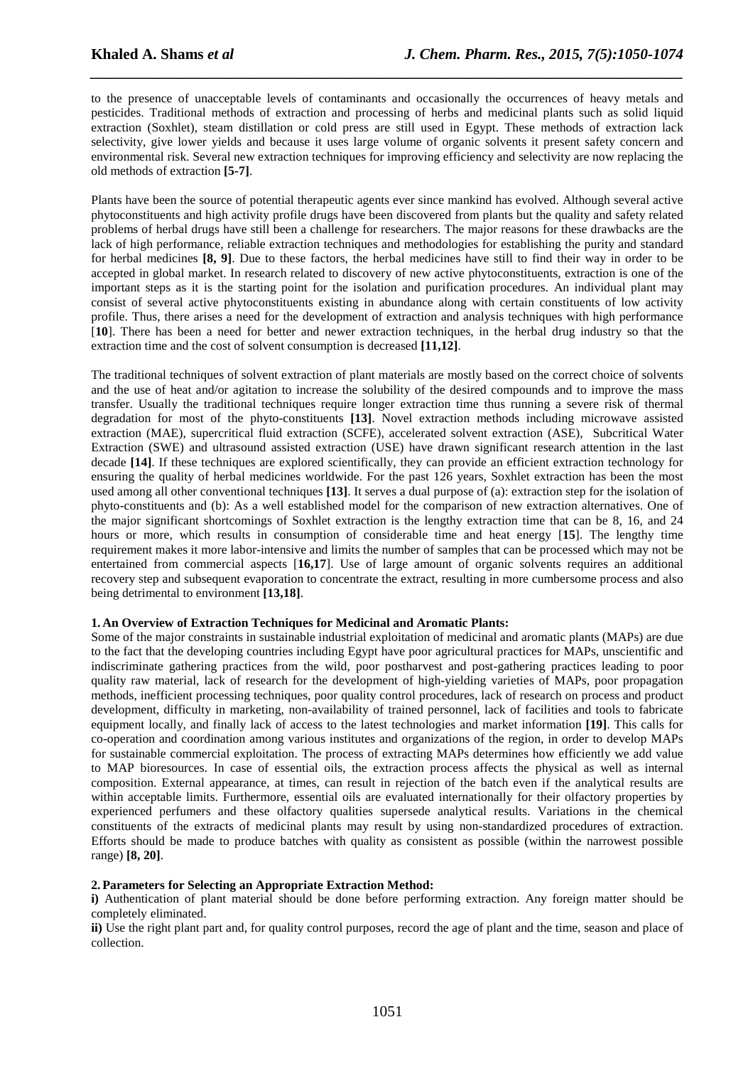to the presence of unacceptable levels of contaminants and occasionally the occurrences of heavy metals and pesticides. Traditional methods of extraction and processing of herbs and medicinal plants such as solid liquid extraction (Soxhlet), steam distillation or cold press are still used in Egypt. These methods of extraction lack selectivity, give lower yields and because it uses large volume of organic solvents it present safety concern and environmental risk. Several new extraction techniques for improving efficiency and selectivity are now replacing the old methods of extraction **[5-7]**.

Plants have been the source of potential therapeutic agents ever since mankind has evolved. Although several active phytoconstituents and high activity profile drugs have been discovered from plants but the quality and safety related problems of herbal drugs have still been a challenge for researchers. The major reasons for these drawbacks are the lack of high performance, reliable extraction techniques and methodologies for establishing the purity and standard for herbal medicines **[8, 9]**. Due to these factors, the herbal medicines have still to find their way in order to be accepted in global market. In research related to discovery of new active phytoconstituents, extraction is one of the important steps as it is the starting point for the isolation and purification procedures. An individual plant may consist of several active phytoconstituents existing in abundance along with certain constituents of low activity profile. Thus, there arises a need for the development of extraction and analysis techniques with high performance [**10**]. There has been a need for better and newer extraction techniques, in the herbal drug industry so that the extraction time and the cost of solvent consumption is decreased **[11,12]**.

The traditional techniques of solvent extraction of plant materials are mostly based on the correct choice of solvents and the use of heat and/or agitation to increase the solubility of the desired compounds and to improve the mass transfer. Usually the traditional techniques require longer extraction time thus running a severe risk of thermal degradation for most of the phyto-constituents **[13]**. Novel extraction methods including microwave assisted extraction (MAE), supercritical fluid extraction (SCFE), accelerated solvent extraction (ASE), Subcritical Water Extraction (SWE) and ultrasound assisted extraction (USE) have drawn significant research attention in the last decade **[14]**. If these techniques are explored scientifically, they can provide an efficient extraction technology for ensuring the quality of herbal medicines worldwide. For the past 126 years, Soxhlet extraction has been the most used among all other conventional techniques **[13]**. It serves a dual purpose of (a): extraction step for the isolation of phyto-constituents and (b): As a well established model for the comparison of new extraction alternatives. One of the major significant shortcomings of Soxhlet extraction is the lengthy extraction time that can be 8, 16, and 24 hours or more, which results in consumption of considerable time and heat energy [**15**]. The lengthy time requirement makes it more labor-intensive and limits the number of samples that can be processed which may not be entertained from commercial aspects [**16,17**]. Use of large amount of organic solvents requires an additional recovery step and subsequent evaporation to concentrate the extract, resulting in more cumbersome process and also being detrimental to environment **[13,18]**.

### 1. An Overview of Extraction Techniques for Medicinal and Aromatic Plants:

Some of the major constraints in sustainable industrial exploitation of medicinal and aromatic plants (MAPs) are due to the fact that the developing countries including Egypt have poor agricultural practices for MAPs, unscientific and indiscriminate gathering practices from the wild, poor postharvest and post-gathering practices leading to poor quality raw material, lack of research for the development of high-yielding varieties of MAPs, poor propagation methods, inefficient processing techniques, poor quality control procedures, lack of research on process and product development, difficulty in marketing, non-availability of trained personnel, lack of facilities and tools to fabricate equipment locally, and finally lack of access to the latest technologies and market information **[19]**. This calls for co-operation and coordination among various institutes and organizations of the region, in order to develop MAPs for sustainable commercial exploitation. The process of extracting MAPs determines how efficiently we add value to MAP bioresources. In case of essential oils, the extraction process affects the physical as well as internal composition. External appearance, at times, can result in rejection of the batch even if the analytical results are within acceptable limits. Furthermore, essential oils are evaluated internationally for their olfactory properties by experienced perfumers and these olfactory qualities supersede analytical results. Variations in the chemical constituents of the extracts of medicinal plants may result by using non-standardized procedures of extraction. Efforts should be made to produce batches with quality as consistent as possible (within the narrowest possible range) **[8, 20]**.

### 2. Parameters for Selecting an Appropriate Extraction Method:

**i)** Authentication of plant material should be done before performing extraction. Any foreign matter should be completely eliminated.

**ii)** Use the right plant part and, for quality control purposes, record the age of plant and the time, season and place of collection.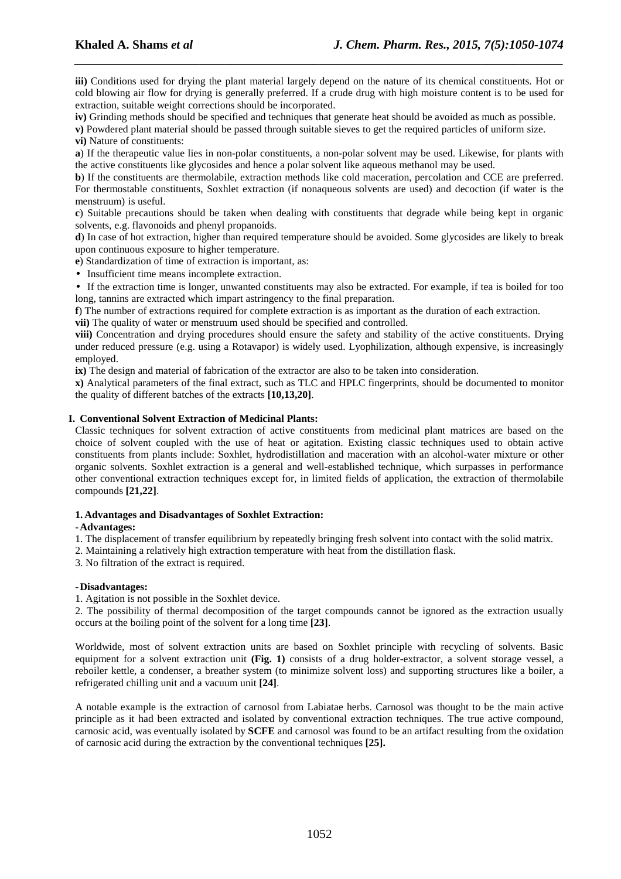**iii)** Conditions used for drying the plant material largely depend on the nature of its chemical constituents. Hot or cold blowing air flow for drying is generally preferred. If a crude drug with high moisture content is to be used for extraction, suitable weight corrections should be incorporated.

**iv)** Grinding methods should be specified and techniques that generate heat should be avoided as much as possible.

**v)** Powdered plant material should be passed through suitable sieves to get the required particles of uniform size.

**vi)** Nature of constituents:

**a**) If the therapeutic value lies in non-polar constituents, a non-polar solvent may be used. Likewise, for plants with the active constituents like glycosides and hence a polar solvent like aqueous methanol may be used.

**b**) If the constituents are thermolabile, extraction methods like cold maceration, percolation and CCE are preferred. For thermostable constituents, Soxhlet extraction (if nonaqueous solvents are used) and decoction (if water is the menstruum) is useful.

**c**) Suitable precautions should be taken when dealing with constituents that degrade while being kept in organic solvents, e.g. flavonoids and phenyl propanoids.

**d**) In case of hot extraction, higher than required temperature should be avoided. Some glycosides are likely to break upon continuous exposure to higher temperature.

**e**) Standardization of time of extraction is important, as:

- Insufficient time means incomplete extraction.
- If the extraction time is longer, unwanted constituents may also be extracted. For example, if tea is boiled for too long, tannins are extracted which impart astringency to the final preparation.

**f**) The number of extractions required for complete extraction is as important as the duration of each extraction.

**vii)** The quality of water or menstruum used should be specified and controlled.

**viii)** Concentration and drying procedures should ensure the safety and stability of the active constituents. Drying under reduced pressure (e.g. using a Rotavapor) is widely used. Lyophilization, although expensive, is increasingly employed.

**ix)** The design and material of fabrication of the extractor are also to be taken into consideration.

**x)** Analytical parameters of the final extract, such as TLC and HPLC fingerprints, should be documented to monitor the quality of different batches of the extracts **[10,13,20]**.

## I. Conventional Solvent Extraction of Medicinal Plants:

Classic techniques for solvent extraction of active constituents from medicinal plant matrices are based on the choice of solvent coupled with the use of heat or agitation. Existing classic techniques used to obtain active constituents from plants include: Soxhlet, hydrodistillation and maceration with an alcohol-water mixture or other organic solvents. Soxhlet extraction is a general and well-established technique, which surpasses in performance other conventional extraction techniques except for, in limited fields of application, the extraction of thermolabile compounds **[21,22]**.

### 1. Advantages and Disadvantages of Soxhlet Extraction:

**- Advantages:**

1. The displacement of transfer equilibrium by repeatedly bringing fresh solvent into contact with the solid matrix.
2. Maintaining a relatively high extraction temperature with heat from the distillation flask.
3. No filtration of the extract is required.

**- Disadvantages:**

1. Agitation is not possible in the Soxhlet device.
2. The possibility of thermal decomposition of the target compounds cannot be ignored as the extraction usually occurs at the boiling point of the solvent for a long time **[23]**.

Worldwide, most of solvent extraction units are based on Soxhlet principle with recycling of solvents. Basic equipment for a solvent extraction unit **(Fig. 1)** consists of a drug holder-extractor, a solvent storage vessel, a reboiler kettle, a condenser, a breather system (to minimize solvent loss) and supporting structures like a boiler, a refrigerated chilling unit and a vacuum unit **[24]**.

A notable example is the extraction of carnosol from Labiatae herbs. Carnosol was thought to be the main active principle as it had been extracted and isolated by conventional extraction techniques. The true active compound, carnosic acid, was eventually isolated by **SCFE** and carnosol was found to be an artifact resulting from the oxidation of carnosic acid during the extraction by the conventional techniques **[25].**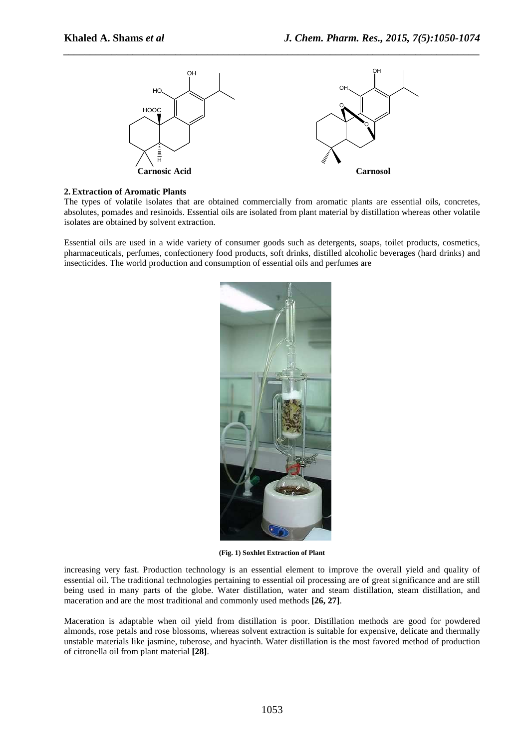HOOC

HO

OH

H

**Carnosic Acid**

OH

OH

O

O

**Carnosol**

**2. Extraction of Aromatic Plants**

The types of volatile isolates that are obtained commercially from aromatic plants are essential oils, concretes, absolutes, pomades and resinoids. Essential oils are isolated from plant material by distillation whereas other volatile isolates are obtained by solvent extraction.

Essential oils are used in a wide variety of consumer goods such as detergents, soaps, toilet products, cosmetics, pharmaceuticals, perfumes, confectionery food products, soft drinks, distilled alcoholic beverages (hard drinks) and insecticides. The world production and consumption of essential oils and perfumes are increasing very fast. Production technology is an essential element to improve the overall yield and quality of essential oil. The traditional technologies pertaining to essential oil processing are of great significance and are still being used in many parts of the globe. Water distillation, water and steam distillation, steam distillation, and maceration and are the most traditional and commonly used methods **[26, 27]**.

**(Fig. 1) Soxhlet Extraction of Plant**

Maceration is adaptable when oil yield from distillation is poor. Distillation methods are good for powdered almonds, rose petals and rose blossoms, whereas solvent extraction is suitable for expensive, delicate and thermally unstable materials like jasmine, tuberose, and hyacinth. Water distillation is the most favored method of production of citronella oil from plant material **[28]**.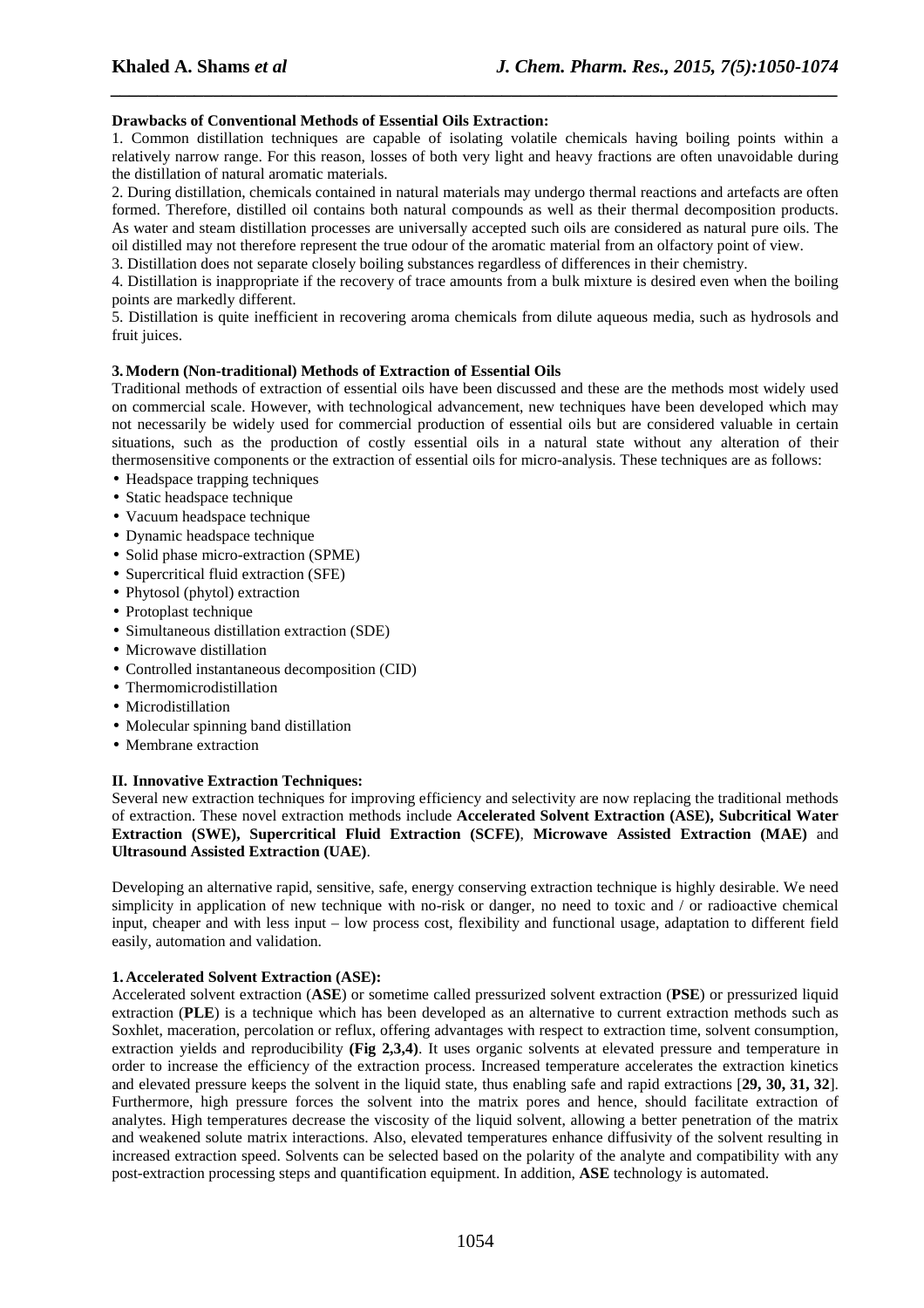**Drawbacks of Conventional Methods of Essential Oils Extraction:**

1. Common distillation techniques are capable of isolating volatile chemicals having boiling points within a relatively narrow range. For this reason, losses of both very light and heavy fractions are often unavoidable during the distillation of natural aromatic materials.
2. During distillation, chemicals contained in natural materials may undergo thermal reactions and artefacts are often formed. Therefore, distilled oil contains both natural compounds as well as their thermal decomposition products. As water and steam distillation processes are universally accepted such oils are considered as natural pure oils. The oil distilled may not therefore represent the true odour of the aromatic material from an olfactory point of view.
3. Distillation does not separate closely boiling substances regardless of differences in their chemistry.
4. Distillation is inappropriate if the recovery of trace amounts from a bulk mixture is desired even when the boiling points are markedly different.
5. Distillation is quite inefficient in recovering aroma chemicals from dilute aqueous media, such as hydrosols and fruit juices.

**3. Modern (Non-traditional) Methods of Extraction of Essential Oils**

Traditional methods of extraction of essential oils have been discussed and these are the methods most widely used on commercial scale. However, with technological advancement, new techniques have been developed which may not necessarily be widely used for commercial production of essential oils but are considered valuable in certain situations, such as the production of costly essential oils in a natural state without any alteration of their thermosensitive components or the extraction of essential oils for micro-analysis. These techniques are as follows:

- Headspace trapping techniques
- Static headspace technique
- Vacuum headspace technique
- Dynamic headspace technique
- Solid phase micro-extraction (SPME)
- Supercritical fluid extraction (SFE)
- Phytosol (phytol) extraction
- Protoplast technique
- Simultaneous distillation extraction (SDE)
- Microwave distillation
- Controlled instantaneous decomposition (CID)
- Thermomicrodistillation
- Microdistillation
- Molecular spinning band distillation
- Membrane extraction

**II. Innovative Extraction Techniques:**

Several new extraction techniques for improving efficiency and selectivity are now replacing the traditional methods of extraction. These novel extraction methods include **Accelerated Solvent Extraction (ASE), Subcritical Water Extraction (SWE), Supercritical Fluid Extraction (SCFE)**, **Microwave Assisted Extraction (MAE)** and **Ultrasound Assisted Extraction (UAE)**.

Developing an alternative rapid, sensitive, safe, energy conserving extraction technique is highly desirable. We need simplicity in application of new technique with no-risk or danger, no need to toxic and / or radioactive chemical input, cheaper and with less input – low process cost, flexibility and functional usage, adaptation to different field easily, automation and validation.

**1. Accelerated Solvent Extraction (ASE):**

Accelerated solvent extraction (**ASE**) or sometime called pressurized solvent extraction (**PSE**) or pressurized liquid extraction (**PLE**) is a technique which has been developed as an alternative to current extraction methods such as Soxhlet, maceration, percolation or reflux, offering advantages with respect to extraction time, solvent consumption, extraction yields and reproducibility **(Fig 2,3,4)**. It uses organic solvents at elevated pressure and temperature in order to increase the efficiency of the extraction process. Increased temperature accelerates the extraction kinetics and elevated pressure keeps the solvent in the liquid state, thus enabling safe and rapid extractions [**29, 30, 31, 32**]. Furthermore, high pressure forces the solvent into the matrix pores and hence, should facilitate extraction of analytes. High temperatures decrease the viscosity of the liquid solvent, allowing a better penetration of the matrix and weakened solute matrix interactions. Also, elevated temperatures enhance diffusivity of the solvent resulting in increased extraction speed. Solvents can be selected based on the polarity of the analyte and compatibility with any post-extraction processing steps and quantification equipment. In addition, **ASE** technology is automated.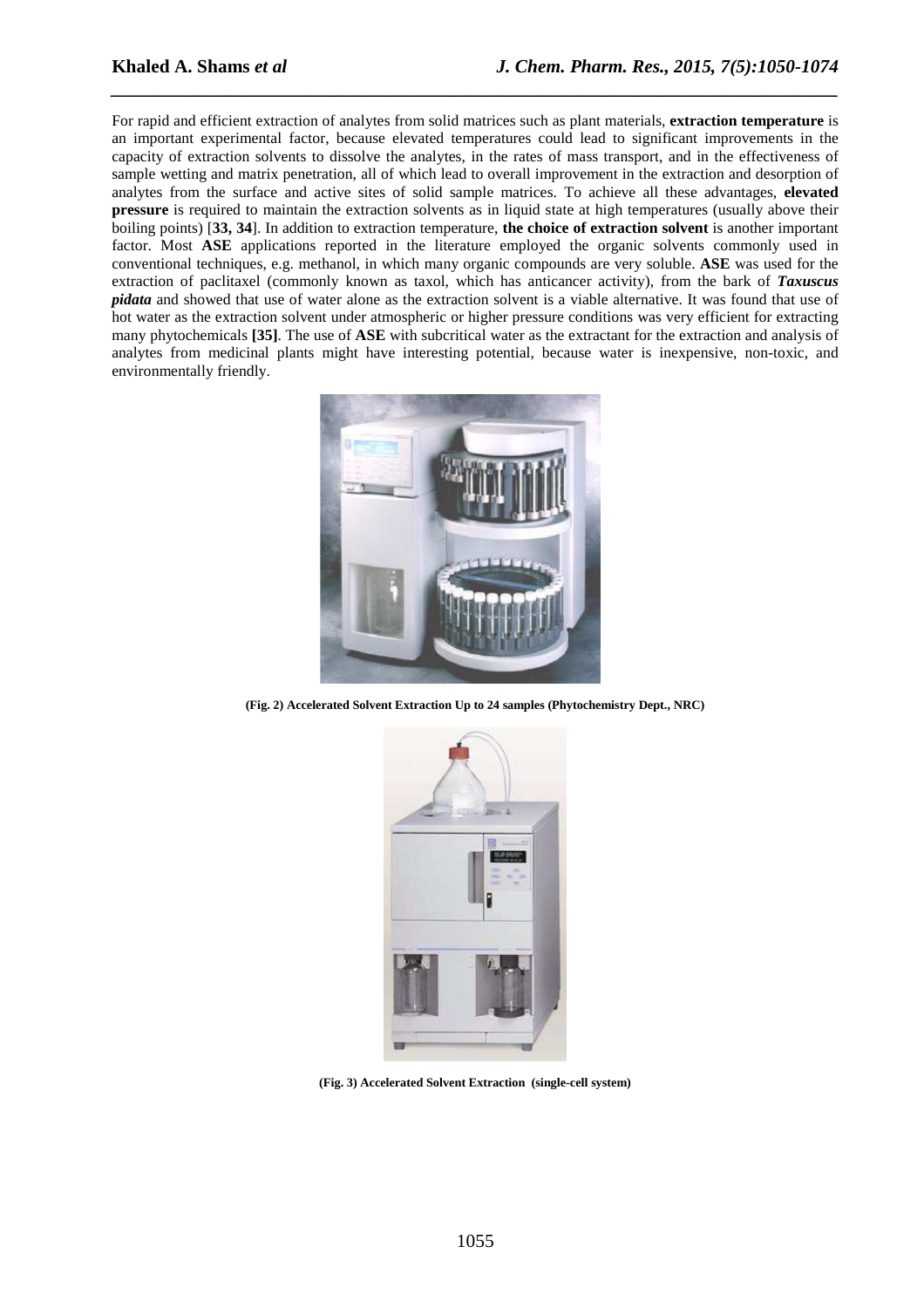For rapid and efficient extraction of analytes from solid matrices such as plant materials, **extraction temperature** is an important experimental factor, because elevated temperatures could lead to significant improvements in the capacity of extraction solvents to dissolve the analytes, in the rates of mass transport, and in the effectiveness of sample wetting and matrix penetration, all of which lead to overall improvement in the extraction and desorption of analytes from the surface and active sites of solid sample matrices. To achieve all these advantages, **elevated pressure** is required to maintain the extraction solvents as in liquid state at high temperatures (usually above their boiling points) [**33, 34**]. In addition to extraction temperature, **the choice of extraction solvent** is another important factor. Most **ASE** applications reported in the literature employed the organic solvents commonly used in conventional techniques, e.g. methanol, in which many organic compounds are very soluble. **ASE** was used for the extraction of paclitaxel (commonly known as taxol, which has anticancer activity), from the bark of ***Taxuscus pidata*** and showed that use of water alone as the extraction solvent is a viable alternative. It was found that use of hot water as the extraction solvent under atmospheric or higher pressure conditions was very efficient for extracting many phytochemicals **[35]**. The use of **ASE** with subcritical water as the extractant for the extraction and analysis of analytes from medicinal plants might have interesting potential, because water is inexpensive, non-toxic, and environmentally friendly.

**(Fig. 2) Accelerated Solvent Extraction Up to 24 samples (Phytochemistry Dept., NRC)**

**(Fig. 3) Accelerated Solvent Extraction (single-cell system)**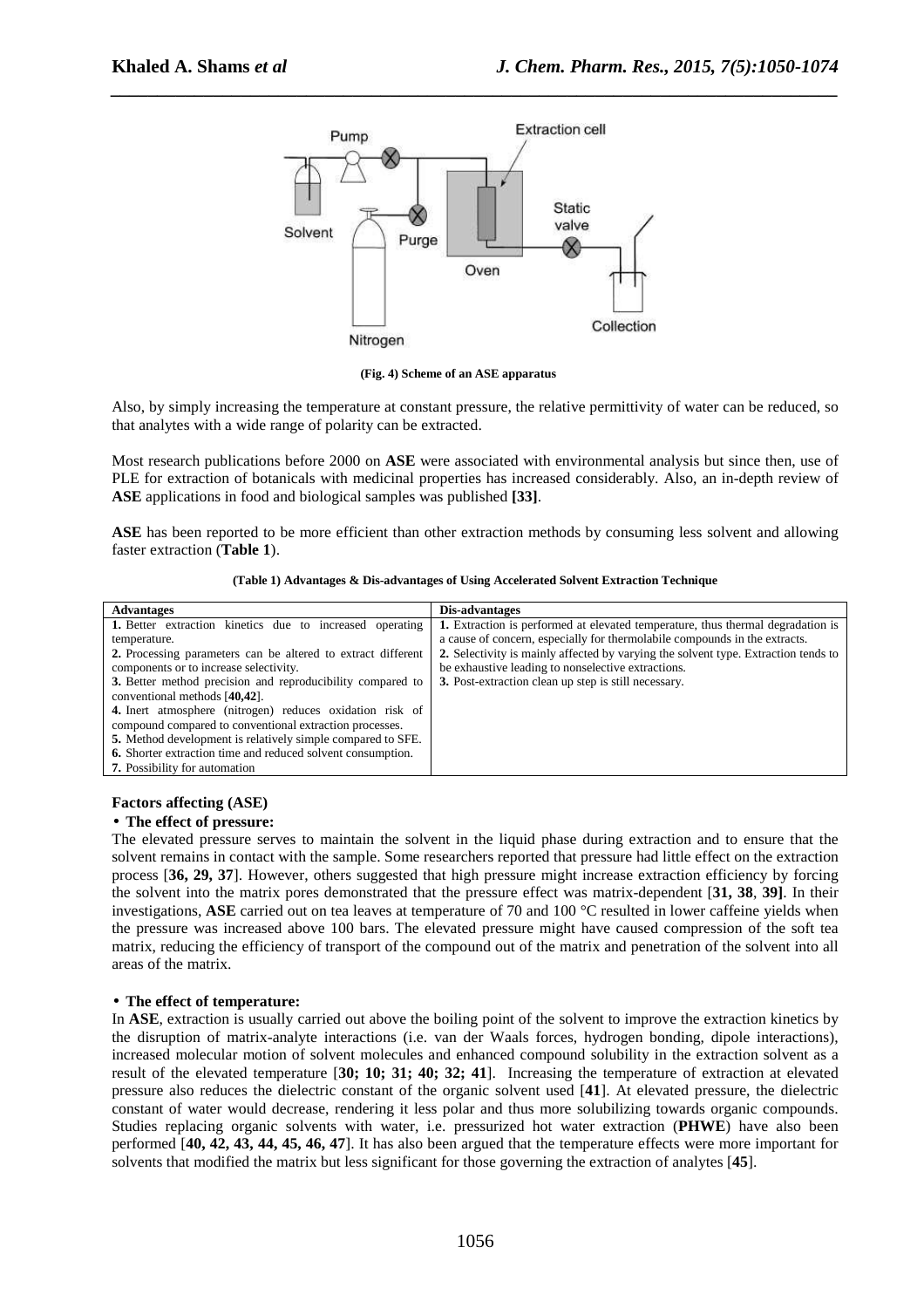Pump

Extraction cell

Solvent

Purge

Static valve

Oven

Collection

Nitrogen

**(Fig. 4) Scheme of an ASE apparatus**

Also, by simply increasing the temperature at constant pressure, the relative permittivity of water can be reduced, so that analytes with a wide range of polarity can be extracted.

Most research publications before 2000 on **ASE** were associated with environmental analysis but since then, use of PLE for extraction of botanicals with medicinal properties has increased considerably. Also, an in-depth review of **ASE** applications in food and biological samples was published **[33]**.

**ASE** has been reported to be more efficient than other extraction methods by consuming less solvent and allowing faster extraction (**Table 1**).

**(Table 1) Advantages & Dis-advantages of Using Accelerated Solvent Extraction Technique**

| Advantages | Dis-advantages |
|---|---|
| **1.** Better extraction kinetics due to increased operating temperature.<br>**2.** Processing parameters can be altered to extract different components or to increase selectivity.<br>**3.** Better method precision and reproducibility compared to conventional methods [**40,42**].<br>**4.** Inert atmosphere (nitrogen) reduces oxidation risk of compound compared to conventional extraction processes.<br>**5.** Method development is relatively simple compared to SFE.<br>**6.** Shorter extraction time and reduced solvent consumption.<br>**7.** Possibility for automation | **1.** Extraction is performed at elevated temperature, thus thermal degradation is a cause of concern, especially for thermolabile compounds in the extracts.<br>**2.** Selectivity is mainly affected by varying the solvent type. Extraction tends to be exhaustive leading to nonselective extractions.<br>**3.** Post-extraction clean up step is still necessary. |

**Factors affecting (ASE)**

- **The effect of pressure:**

The elevated pressure serves to maintain the solvent in the liquid phase during extraction and to ensure that the solvent remains in contact with the sample. Some researchers reported that pressure had little effect on the extraction process [**36, 29, 37**]. However, others suggested that high pressure might increase extraction efficiency by forcing the solvent into the matrix pores demonstrated that the pressure effect was matrix-dependent [**31, 38**, **39]**. In their investigations, **ASE** carried out on tea leaves at temperature of 70 and 100 °C resulted in lower caffeine yields when the pressure was increased above 100 bars. The elevated pressure might have caused compression of the soft tea matrix, reducing the efficiency of transport of the compound out of the matrix and penetration of the solvent into all areas of the matrix.

- **The effect of temperature:**

In **ASE**, extraction is usually carried out above the boiling point of the solvent to improve the extraction kinetics by the disruption of matrix-analyte interactions (i.e. van der Waals forces, hydrogen bonding, dipole interactions), increased molecular motion of solvent molecules and enhanced compound solubility in the extraction solvent as a result of the elevated temperature [**30; 10; 31; 40; 32; 41**]. Increasing the temperature of extraction at elevated pressure also reduces the dielectric constant of the organic solvent used [**41**]. At elevated pressure, the dielectric constant of water would decrease, rendering it less polar and thus more solubilizing towards organic compounds. Studies replacing organic solvents with water, i.e. pressurized hot water extraction (**PHWE**) have also been performed [**40, 42, 43, 44, 45, 46, 47**]. It has also been argued that the temperature effects were more important for solvents that modified the matrix but less significant for those governing the extraction of analytes [**45**].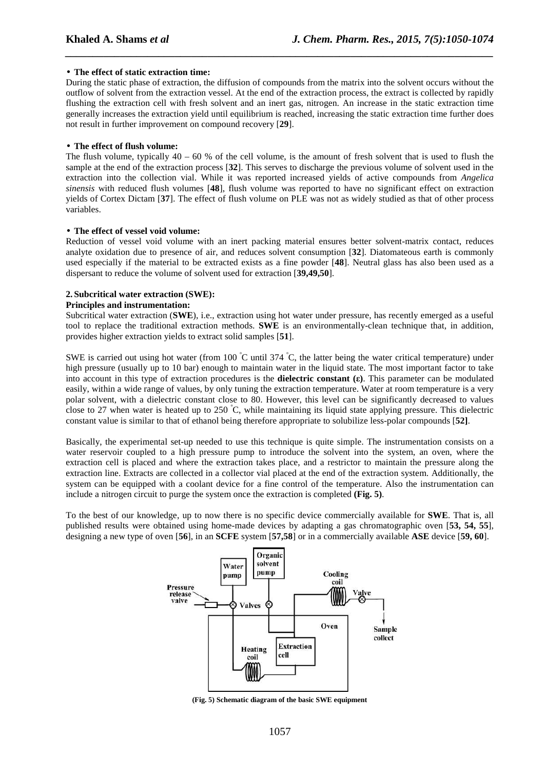• **The effect of static extraction time:**

During the static phase of extraction, the diffusion of compounds from the matrix into the solvent occurs without the outflow of solvent from the extraction vessel. At the end of the extraction process, the extract is collected by rapidly flushing the extraction cell with fresh solvent and an inert gas, nitrogen. An increase in the static extraction time generally increases the extraction yield until equilibrium is reached, increasing the static extraction time further does not result in further improvement on compound recovery [**29**].

• **The effect of flush volume:**

The flush volume, typically 40 – 60 % of the cell volume, is the amount of fresh solvent that is used to flush the sample at the end of the extraction process [**32**]. This serves to discharge the previous volume of solvent used in the extraction into the collection vial. While it was reported increased yields of active compounds from *Angelica sinensis* with reduced flush volumes [**48**], flush volume was reported to have no significant effect on extraction yields of Cortex Dictam [**37**]. The effect of flush volume on PLE was not as widely studied as that of other process variables.

• **The effect of vessel void volume:**

Reduction of vessel void volume with an inert packing material ensures better solvent-matrix contact, reduces analyte oxidation due to presence of air, and reduces solvent consumption [**32**]. Diatomateous earth is commonly used especially if the material to be extracted exists as a fine powder [**48**]. Neutral glass has also been used as a dispersant to reduce the volume of solvent used for extraction [**39,49,50**].

**2. Subcritical water extraction (SWE):**

**Principles and instrumentation:**

Subcritical water extraction (**SWE**), i.e., extraction using hot water under pressure, has recently emerged as a useful tool to replace the traditional extraction methods. **SWE** is an environmentally-clean technique that, in addition, provides higher extraction yields to extract solid samples [**51**].

SWE is carried out using hot water (from 100 °C until 374 °C, the latter being the water critical temperature) under high pressure (usually up to 10 bar) enough to maintain water in the liquid state. The most important factor to take into account in this type of extraction procedures is the **dielectric constant (ε)**. This parameter can be modulated easily, within a wide range of values, by only tuning the extraction temperature. Water at room temperature is a very polar solvent, with a dielectric constant close to 80. However, this level can be significantly decreased to values close to 27 when water is heated up to 250 °C, while maintaining its liquid state applying pressure. This dielectric constant value is similar to that of ethanol being therefore appropriate to solubilize less-polar compounds [**52]**.

Basically, the experimental set-up needed to use this technique is quite simple. The instrumentation consists on a water reservoir coupled to a high pressure pump to introduce the solvent into the system, an oven, where the extraction cell is placed and where the extraction takes place, and a restrictor to maintain the pressure along the extraction line. Extracts are collected in a collector vial placed at the end of the extraction system. Additionally, the system can be equipped with a coolant device for a fine control of the temperature. Also the instrumentation can include a nitrogen circuit to purge the system once the extraction is completed **(Fig. 5)**.

To the best of our knowledge, up to now there is no specific device commercially available for **SWE**. That is, all published results were obtained using home-made devices by adapting a gas chromatographic oven [**53, 54, 55**], designing a new type of oven [**56**], in an **SCFE** system [**57,58**] or in a commercially available **ASE** device [**59, 60**].

Water pump
Organic solvent pump
Pressure release valve
Valves
Cooling coil
Valve
Oven
Sample collect
Heating coil
Extraction cell

**(Fig. 5) Schematic diagram of the basic SWE equipment**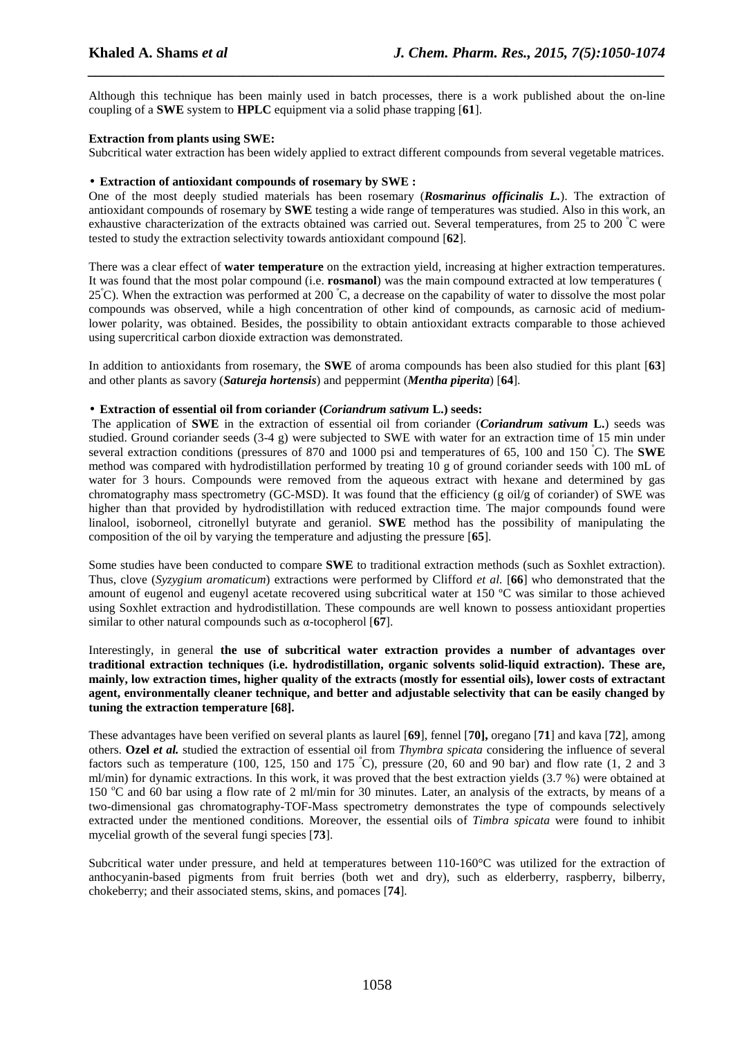Although this technique has been mainly used in batch processes, there is a work published about the on-line coupling of a **SWE** system to **HPLC** equipment via a solid phase trapping [**61**].

**Extraction from plants using SWE:**

Subcritical water extraction has been widely applied to extract different compounds from several vegetable matrices.

- **Extraction of antioxidant compounds of rosemary by SWE :**

One of the most deeply studied materials has been rosemary (***Rosmarinus officinalis L.***). The extraction of antioxidant compounds of rosemary by **SWE** testing a wide range of temperatures was studied. Also in this work, an exhaustive characterization of the extracts obtained was carried out. Several temperatures, from 25 to 200 °C were tested to study the extraction selectivity towards antioxidant compound [**62**].

There was a clear effect of **water temperature** on the extraction yield, increasing at higher extraction temperatures. It was found that the most polar compound (i.e. **rosmanol**) was the main compound extracted at low temperatures ( 25°C). When the extraction was performed at 200 °C, a decrease on the capability of water to dissolve the most polar compounds was observed, while a high concentration of other kind of compounds, as carnosic acid of medium-lower polarity, was obtained. Besides, the possibility to obtain antioxidant extracts comparable to those achieved using supercritical carbon dioxide extraction was demonstrated.

In addition to antioxidants from rosemary, the **SWE** of aroma compounds has been also studied for this plant [**63**] and other plants as savory (***Satureja hortensis***) and peppermint (***Mentha piperita***) [**64**].

- **Extraction of essential oil from coriander (*Coriandrum sativum* L.) seeds:**

The application of **SWE** in the extraction of essential oil from coriander (***Coriandrum sativum* L.**) seeds was studied. Ground coriander seeds (3-4 g) were subjected to SWE with water for an extraction time of 15 min under several extraction conditions (pressures of 870 and 1000 psi and temperatures of 65, 100 and 150 °C). The **SWE** method was compared with hydrodistillation performed by treating 10 g of ground coriander seeds with 100 mL of water for 3 hours. Compounds were removed from the aqueous extract with hexane and determined by gas chromatography mass spectrometry (GC-MSD). It was found that the efficiency (g oil/g of coriander) of SWE was higher than that provided by hydrodistillation with reduced extraction time. The major compounds found were linalool, isoborneol, citronellyl butyrate and geraniol. **SWE** method has the possibility of manipulating the composition of the oil by varying the temperature and adjusting the pressure [**65**].

Some studies have been conducted to compare **SWE** to traditional extraction methods (such as Soxhlet extraction). Thus, clove (*Syzygium aromaticum*) extractions were performed by Clifford *et al.* [**66**] who demonstrated that the amount of eugenol and eugenyl acetate recovered using subcritical water at 150 ºC was similar to those achieved using Soxhlet extraction and hydrodistillation. These compounds are well known to possess antioxidant properties similar to other natural compounds such as α-tocopherol [**67**].

Interestingly, in general **the use of subcritical water extraction provides a number of advantages over traditional extraction techniques (i.e. hydrodistillation, organic solvents solid-liquid extraction). These are, mainly, low extraction times, higher quality of the extracts (mostly for essential oils), lower costs of extractant agent, environmentally cleaner technique, and better and adjustable selectivity that can be easily changed by tuning the extraction temperature [68].**

These advantages have been verified on several plants as laurel [**69**], fennel [**70],** oregano [**71**] and kava [**72**], among others. **Ozel *et al.*** studied the extraction of essential oil from *Thymbra spicata* considering the influence of several factors such as temperature (100, 125, 150 and 175 °C), pressure (20, 60 and 90 bar) and flow rate (1, 2 and 3 ml/min) for dynamic extractions. In this work, it was proved that the best extraction yields (3.7 %) were obtained at 150 °C and 60 bar using a flow rate of 2 ml/min for 30 minutes. Later, an analysis of the extracts, by means of a two-dimensional gas chromatography-TOF-Mass spectrometry demonstrates the type of compounds selectively extracted under the mentioned conditions. Moreover, the essential oils of *Timbra spicata* were found to inhibit mycelial growth of the several fungi species [**73**].

Subcritical water under pressure, and held at temperatures between 110-160°C was utilized for the extraction of anthocyanin-based pigments from fruit berries (both wet and dry), such as elderberry, raspberry, bilberry, chokeberry; and their associated stems, skins, and pomaces [**74**].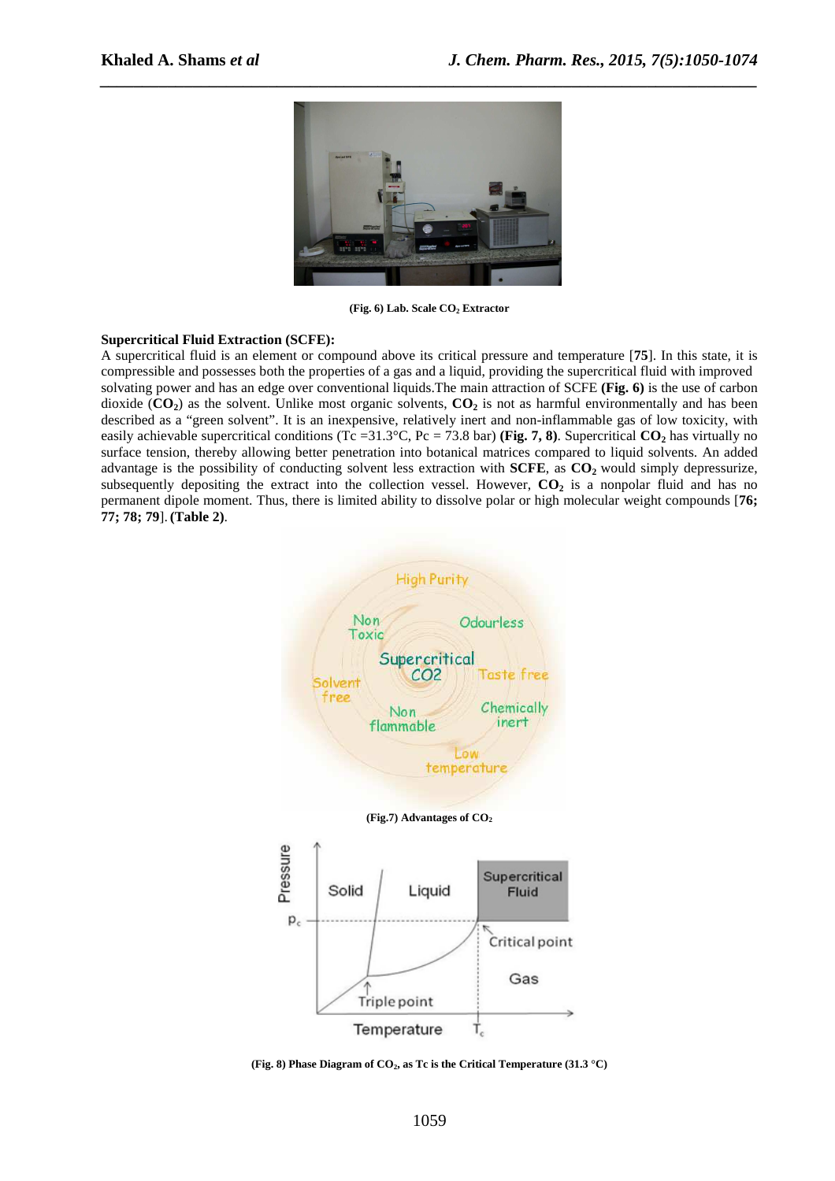(Fig. 6) Lab. Scale $CO_2$ Extractor

**Supercritical Fluid Extraction (SCFE):**

A supercritical fluid is an element or compound above its critical pressure and temperature [**75**]. In this state, it is compressible and possesses both the properties of a gas and a liquid, providing the supercritical fluid with improved solvating power and has an edge over conventional liquids.The main attraction of SCFE **(Fig. 6)** is the use of carbon dioxide (**$CO_2$**) as the solvent. Unlike most organic solvents, **$CO_2$** is not as harmful environmentally and has been described as a "green solvent". It is an inexpensive, relatively inert and non-inflammable gas of low toxicity, with easily achievable supercritical conditions (Tc =31.3°C, Pc = 73.8 bar) **(Fig. 7, 8)**. Supercritical **$CO_2$** has virtually no surface tension, thereby allowing better penetration into botanical matrices compared to liquid solvents. An added advantage is the possibility of conducting solvent less extraction with **SCFE**, as **$CO_2$** would simply depressurize, subsequently depositing the extract into the collection vessel. However, **$CO_2$** is a nonpolar fluid and has no permanent dipole moment. Thus, there is limited ability to dissolve polar or high molecular weight compounds [**76; 77; 78; 79**]. **(Table 2)**.

High Purity
Non Toxic
Odourless
Supercritical CO2
Solvent free
Taste free
Non flammable
Chemically inert
Low temperature

(Fig.7) Advantages of $CO_2$

Pressure
Solid
Liquid
Supercritical Fluid
$P_c$
Critical point
Gas
Triple point
Temperature
$T_c$

(Fig. 8) Phase Diagram of $CO_2$, as Tc is the Critical Temperature (31.3 °C)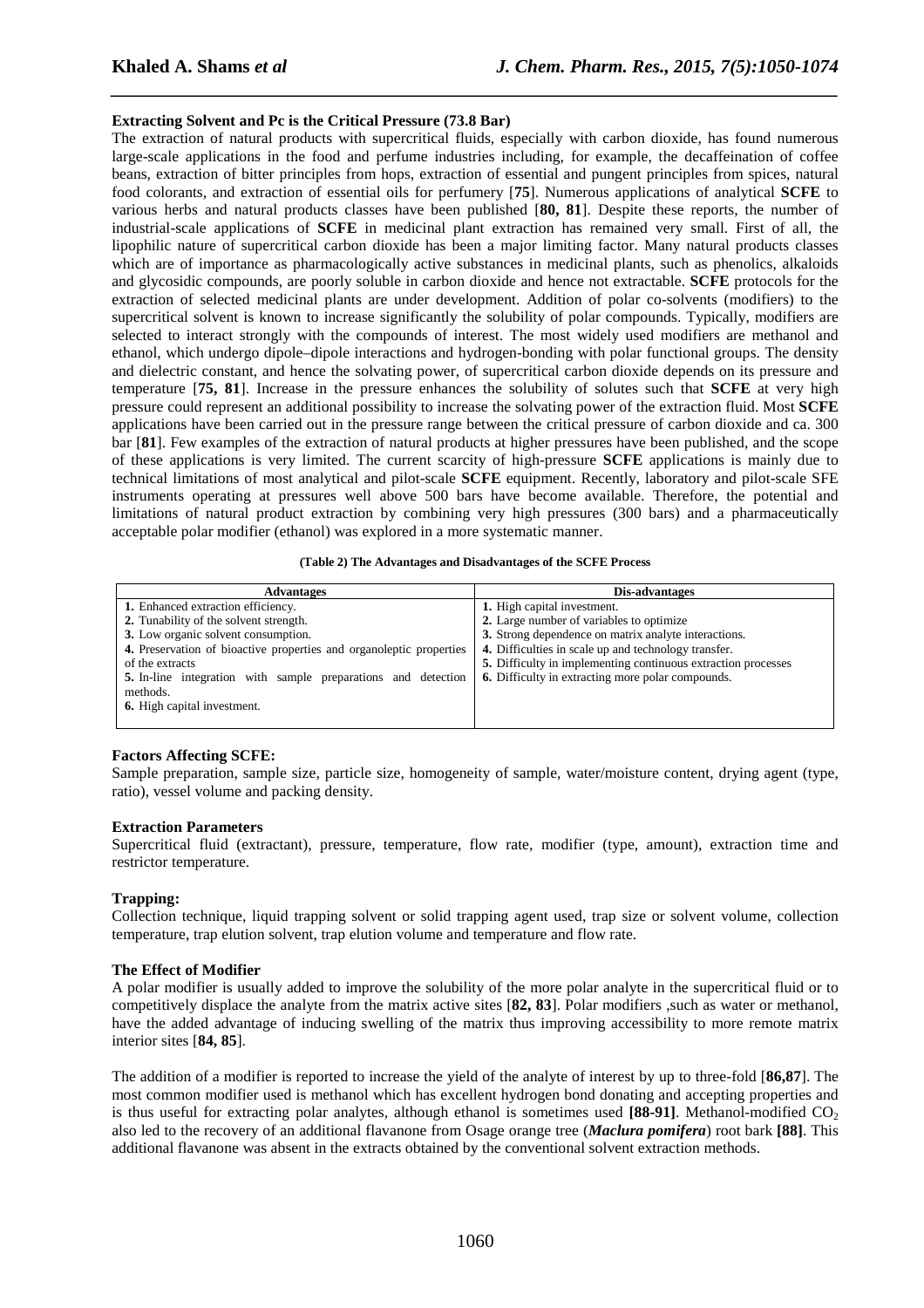**Extracting Solvent and Pc is the Critical Pressure (73.8 Bar)**

The extraction of natural products with supercritical fluids, especially with carbon dioxide, has found numerous large-scale applications in the food and perfume industries including, for example, the decaffeination of coffee beans, extraction of bitter principles from hops, extraction of essential and pungent principles from spices, natural food colorants, and extraction of essential oils for perfumery [**75**]. Numerous applications of analytical **SCFE** to various herbs and natural products classes have been published [**80, 81**]. Despite these reports, the number of industrial-scale applications of **SCFE** in medicinal plant extraction has remained very small. First of all, the lipophilic nature of supercritical carbon dioxide has been a major limiting factor. Many natural products classes which are of importance as pharmacologically active substances in medicinal plants, such as phenolics, alkaloids and glycosidic compounds, are poorly soluble in carbon dioxide and hence not extractable. **SCFE** protocols for the extraction of selected medicinal plants are under development. Addition of polar co-solvents (modifiers) to the supercritical solvent is known to increase significantly the solubility of polar compounds. Typically, modifiers are selected to interact strongly with the compounds of interest. The most widely used modifiers are methanol and ethanol, which undergo dipole–dipole interactions and hydrogen-bonding with polar functional groups. The density and dielectric constant, and hence the solvating power, of supercritical carbon dioxide depends on its pressure and temperature [**75, 81**]. Increase in the pressure enhances the solubility of solutes such that **SCFE** at very high pressure could represent an additional possibility to increase the solvating power of the extraction fluid. Most **SCFE** applications have been carried out in the pressure range between the critical pressure of carbon dioxide and ca. 300 bar [**81**]. Few examples of the extraction of natural products at higher pressures have been published, and the scope of these applications is very limited. The current scarcity of high-pressure **SCFE** applications is mainly due to technical limitations of most analytical and pilot-scale **SCFE** equipment. Recently, laboratory and pilot-scale SFE instruments operating at pressures well above 500 bars have become available. Therefore, the potential and limitations of natural product extraction by combining very high pressures (300 bars) and a pharmaceutically acceptable polar modifier (ethanol) was explored in a more systematic manner.

**(Table 2) The Advantages and Disadvantages of the SCFE Process**

| Advantages | Dis-advantages |
|---|---|
| **1.** Enhanced extraction efficiency. | **1.** High capital investment. |
| **2.** Tunability of the solvent strength. | **2.** Large number of variables to optimize |
| **3.** Low organic solvent consumption. | **3.** Strong dependence on matrix analyte interactions. |
| **4.** Preservation of bioactive properties and organoleptic properties of the extracts | **4.** Difficulties in scale up and technology transfer. |
| **5.** In-line integration with sample preparations and detection methods. | **5.** Difficulty in implementing continuous extraction processes |
| **6.** High capital investment. | **6.** Difficulty in extracting more polar compounds. |

**Factors Affecting SCFE:**

Sample preparation, sample size, particle size, homogeneity of sample, water/moisture content, drying agent (type, ratio), vessel volume and packing density.

**Extraction Parameters**

Supercritical fluid (extractant), pressure, temperature, flow rate, modifier (type, amount), extraction time and restrictor temperature.

**Trapping:**

Collection technique, liquid trapping solvent or solid trapping agent used, trap size or solvent volume, collection temperature, trap elution solvent, trap elution volume and temperature and flow rate.

**The Effect of Modifier**

A polar modifier is usually added to improve the solubility of the more polar analyte in the supercritical fluid or to competitively displace the analyte from the matrix active sites [**82, 83**]. Polar modifiers ,such as water or methanol, have the added advantage of inducing swelling of the matrix thus improving accessibility to more remote matrix interior sites [**84, 85**].

The addition of a modifier is reported to increase the yield of the analyte of interest by up to three-fold [**86,87**]. The most common modifier used is methanol which has excellent hydrogen bond donating and accepting properties and is thus useful for extracting polar analytes, although ethanol is sometimes used **[88-91]**. Methanol-modified $CO_2$ also led to the recovery of an additional flavanone from Osage orange tree (***Maclura pomifera***) root bark **[88]**. This additional flavanone was absent in the extracts obtained by the conventional solvent extraction methods.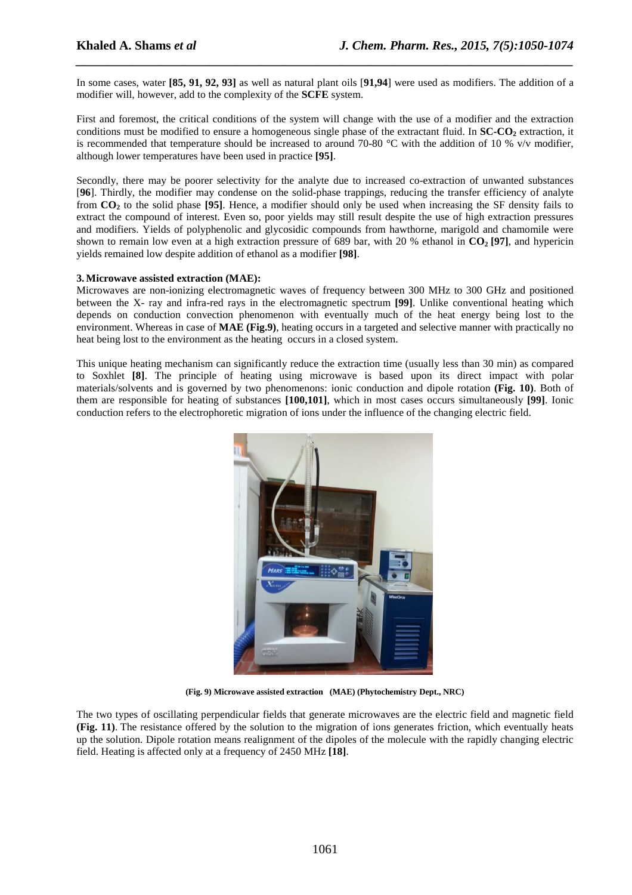In some cases, water **[85, 91, 92, 93]** as well as natural plant oils [**91,94**] were used as modifiers. The addition of a modifier will, however, add to the complexity of the **SCFE** system.

First and foremost, the critical conditions of the system will change with the use of a modifier and the extraction conditions must be modified to ensure a homogeneous single phase of the extractant fluid. In **SC-$CO_2$** extraction, it is recommended that temperature should be increased to around 70-80 °C with the addition of 10 % v/v modifier, although lower temperatures have been used in practice **[95]**.

Secondly, there may be poorer selectivity for the analyte due to increased co-extraction of unwanted substances [**96**]. Thirdly, the modifier may condense on the solid-phase trappings, reducing the transfer efficiency of analyte from **$CO_2$** to the solid phase **[95]**. Hence, a modifier should only be used when increasing the SF density fails to extract the compound of interest. Even so, poor yields may still result despite the use of high extraction pressures and modifiers. Yields of polyphenolic and glycosidic compounds from hawthorne, marigold and chamomile were shown to remain low even at a high extraction pressure of 689 bar, with 20 % ethanol in **$CO_2$ [97]**, and hypericin yields remained low despite addition of ethanol as a modifier **[98]**.

### 3. Microwave assisted extraction (MAE):

Microwaves are non-ionizing electromagnetic waves of frequency between 300 MHz to 300 GHz and positioned between the X- ray and infra-red rays in the electromagnetic spectrum **[99]**. Unlike conventional heating which depends on conduction convection phenomenon with eventually much of the heat energy being lost to the environment. Whereas in case of **MAE (Fig.9)**, heating occurs in a targeted and selective manner with practically no heat being lost to the environment as the heating occurs in a closed system.

This unique heating mechanism can significantly reduce the extraction time (usually less than 30 min) as compared to Soxhlet **[8]**. The principle of heating using microwave is based upon its direct impact with polar materials/solvents and is governed by two phenomenons: ionic conduction and dipole rotation **(Fig. 10)**. Both of them are responsible for heating of substances **[100,101]**, which in most cases occurs simultaneously **[99]**. Ionic conduction refers to the electrophoretic migration of ions under the influence of the changing electric field.

**(Fig. 9) Microwave assisted extraction (MAE) (Phytochemistry Dept., NRC)**

The two types of oscillating perpendicular fields that generate microwaves are the electric field and magnetic field **(Fig. 11)**. The resistance offered by the solution to the migration of ions generates friction, which eventually heats up the solution. Dipole rotation means realignment of the dipoles of the molecule with the rapidly changing electric field. Heating is affected only at a frequency of 2450 MHz **[18]**.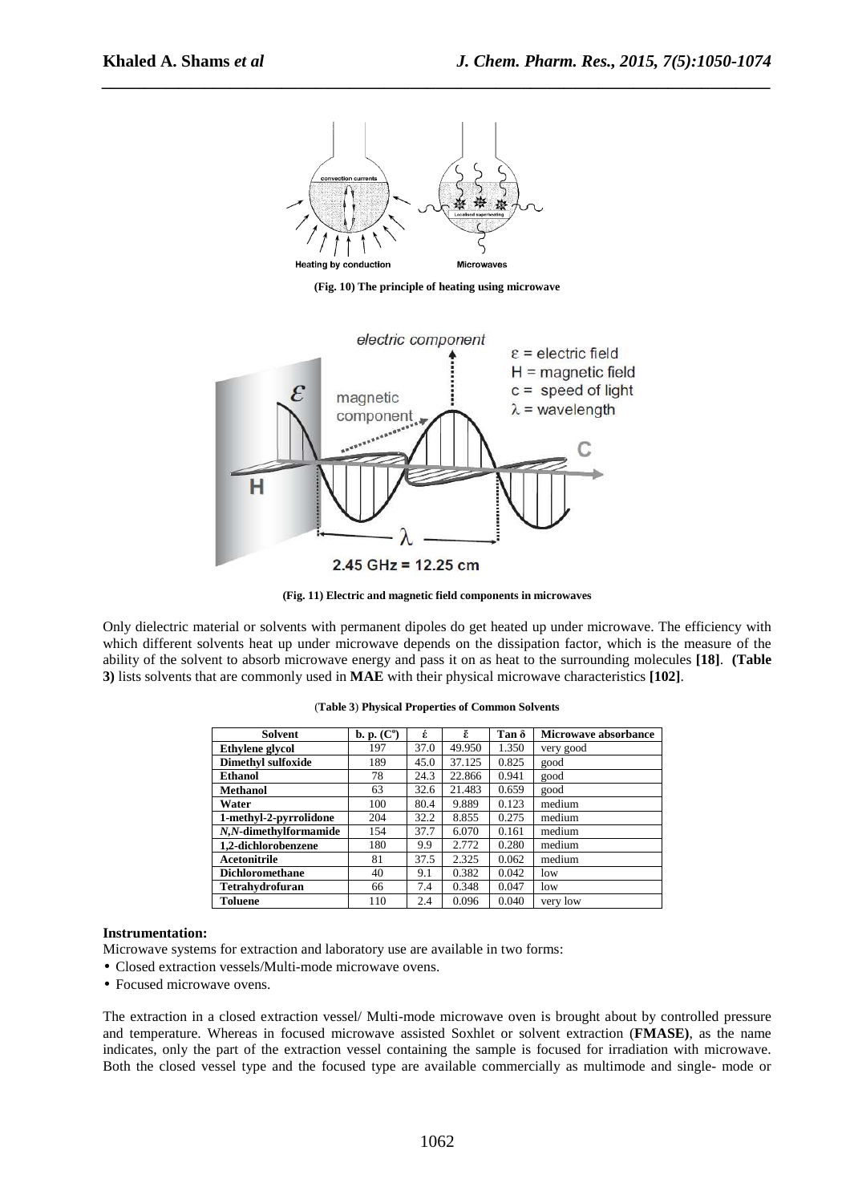Heating by conduction

convection currents

Microwaves

Localised superheating

(Fig. 10) The principle of heating using microwave

electric component

$\varepsilon$ = electric field
H = magnetic field
c = speed of light
$\lambda$ = wavelength

$\varepsilon$

magnetic component

H

C

$\lambda$

2.45 GHz = 12.25 cm

(Fig. 11) Electric and magnetic field components in microwaves

Only dielectric material or solvents with permanent dipoles do get heated up under microwave. The efficiency with which different solvents heat up under microwave depends on the dissipation factor, which is the measure of the ability of the solvent to absorb microwave energy and pass it on as heat to the surrounding molecules **[18]**. **(Table 3)** lists solvents that are commonly used in **MAE** with their physical microwave characteristics **[102]**.

(**Table 3**) **Physical Properties of Common Solvents**

| Solvent | b. p. (C°) | $\varepsilon'$ | $\varepsilon''$ | Tan δ | Microwave absorbance |
|---|---|---|---|---|---|
| **Ethylene glycol** | 197 | 37.0 | 49.950 | 1.350 | very good |
| **Dimethyl sulfoxide** | 189 | 45.0 | 37.125 | 0.825 | good |
| **Ethanol** | 78 | 24.3 | 22.866 | 0.941 | good |
| **Methanol** | 63 | 32.6 | 21.483 | 0.659 | good |
| **Water** | 100 | 80.4 | 9.889 | 0.123 | medium |
| **1-methyl-2-pyrrolidone** | 204 | 32.2 | 8.855 | 0.275 | medium |
| ***N,N*-dimethylformamide** | 154 | 37.7 | 6.070 | 0.161 | medium |
| **1,2-dichlorobenzene** | 180 | 9.9 | 2.772 | 0.280 | medium |
| **Acetonitrile** | 81 | 37.5 | 2.325 | 0.062 | medium |
| **Dichloromethane** | 40 | 9.1 | 0.382 | 0.042 | low |
| **Tetrahydrofuran** | 66 | 7.4 | 0.348 | 0.047 | low |
| **Toluene** | 110 | 2.4 | 0.096 | 0.040 | very low |

**Instrumentation:**

Microwave systems for extraction and laboratory use are available in two forms:

- Closed extraction vessels/Multi-mode microwave ovens.
- Focused microwave ovens.

The extraction in a closed extraction vessel/ Multi-mode microwave oven is brought about by controlled pressure and temperature. Whereas in focused microwave assisted Soxhlet or solvent extraction (**FMASE**), as the name indicates, only the part of the extraction vessel containing the sample is focused for irradiation with microwave. Both the closed vessel type and the focused type are available commercially as multimode and single- mode or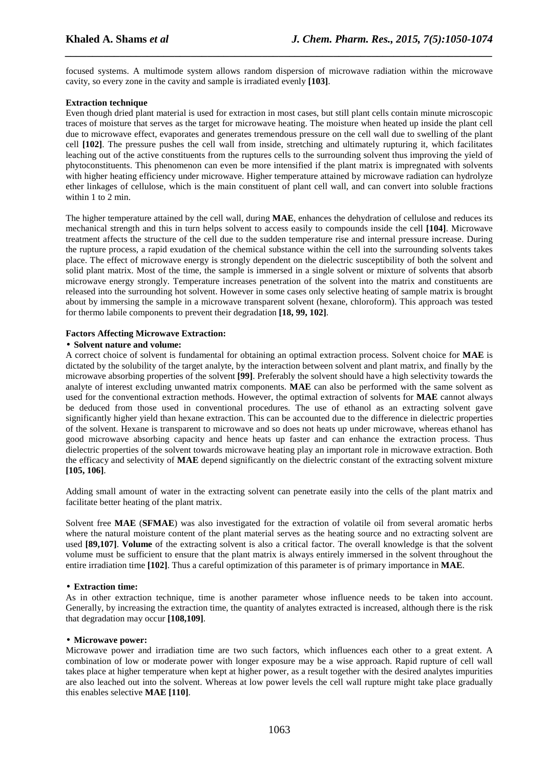focused systems. A multimode system allows random dispersion of microwave radiation within the microwave cavity, so every zone in the cavity and sample is irradiated evenly **[103]**.

**Extraction technique**

Even though dried plant material is used for extraction in most cases, but still plant cells contain minute microscopic traces of moisture that serves as the target for microwave heating. The moisture when heated up inside the plant cell due to microwave effect, evaporates and generates tremendous pressure on the cell wall due to swelling of the plant cell **[102]**. The pressure pushes the cell wall from inside, stretching and ultimately rupturing it, which facilitates leaching out of the active constituents from the ruptures cells to the surrounding solvent thus improving the yield of phytoconstituents. This phenomenon can even be more intensified if the plant matrix is impregnated with solvents with higher heating efficiency under microwave. Higher temperature attained by microwave radiation can hydrolyze ether linkages of cellulose, which is the main constituent of plant cell wall, and can convert into soluble fractions within 1 to 2 min.

The higher temperature attained by the cell wall, during **MAE**, enhances the dehydration of cellulose and reduces its mechanical strength and this in turn helps solvent to access easily to compounds inside the cell **[104]**. Microwave treatment affects the structure of the cell due to the sudden temperature rise and internal pressure increase. During the rupture process, a rapid exudation of the chemical substance within the cell into the surrounding solvents takes place. The effect of microwave energy is strongly dependent on the dielectric susceptibility of both the solvent and solid plant matrix. Most of the time, the sample is immersed in a single solvent or mixture of solvents that absorb microwave energy strongly. Temperature increases penetration of the solvent into the matrix and constituents are released into the surrounding hot solvent. However in some cases only selective heating of sample matrix is brought about by immersing the sample in a microwave transparent solvent (hexane, chloroform). This approach was tested for thermo labile components to prevent their degradation **[18, 99, 102]**.

**Factors Affecting Microwave Extraction:**

- **Solvent nature and volume:**

A correct choice of solvent is fundamental for obtaining an optimal extraction process. Solvent choice for **MAE** is dictated by the solubility of the target analyte, by the interaction between solvent and plant matrix, and finally by the microwave absorbing properties of the solvent **[99]**. Preferably the solvent should have a high selectivity towards the analyte of interest excluding unwanted matrix components. **MAE** can also be performed with the same solvent as used for the conventional extraction methods. However, the optimal extraction of solvents for **MAE** cannot always be deduced from those used in conventional procedures. The use of ethanol as an extracting solvent gave significantly higher yield than hexane extraction. This can be accounted due to the difference in dielectric properties of the solvent. Hexane is transparent to microwave and so does not heats up under microwave, whereas ethanol has good microwave absorbing capacity and hence heats up faster and can enhance the extraction process. Thus dielectric properties of the solvent towards microwave heating play an important role in microwave extraction. Both the efficacy and selectivity of **MAE** depend significantly on the dielectric constant of the extracting solvent mixture **[105, 106]**.

Adding small amount of water in the extracting solvent can penetrate easily into the cells of the plant matrix and facilitate better heating of the plant matrix.

Solvent free **MAE** (**SFMAE**) was also investigated for the extraction of volatile oil from several aromatic herbs where the natural moisture content of the plant material serves as the heating source and no extracting solvent are used **[89,107]**. **Volume** of the extracting solvent is also a critical factor. The overall knowledge is that the solvent volume must be sufficient to ensure that the plant matrix is always entirely immersed in the solvent throughout the entire irradiation time **[102]**. Thus a careful optimization of this parameter is of primary importance in **MAE**.

- **Extraction time:**

As in other extraction technique, time is another parameter whose influence needs to be taken into account. Generally, by increasing the extraction time, the quantity of analytes extracted is increased, although there is the risk that degradation may occur **[108,109]**.

- **Microwave power:**

Microwave power and irradiation time are two such factors, which influences each other to a great extent. A combination of low or moderate power with longer exposure may be a wise approach. Rapid rupture of cell wall takes place at higher temperature when kept at higher power, as a result together with the desired analytes impurities are also leached out into the solvent. Whereas at low power levels the cell wall rupture might take place gradually this enables selective **MAE [110]**.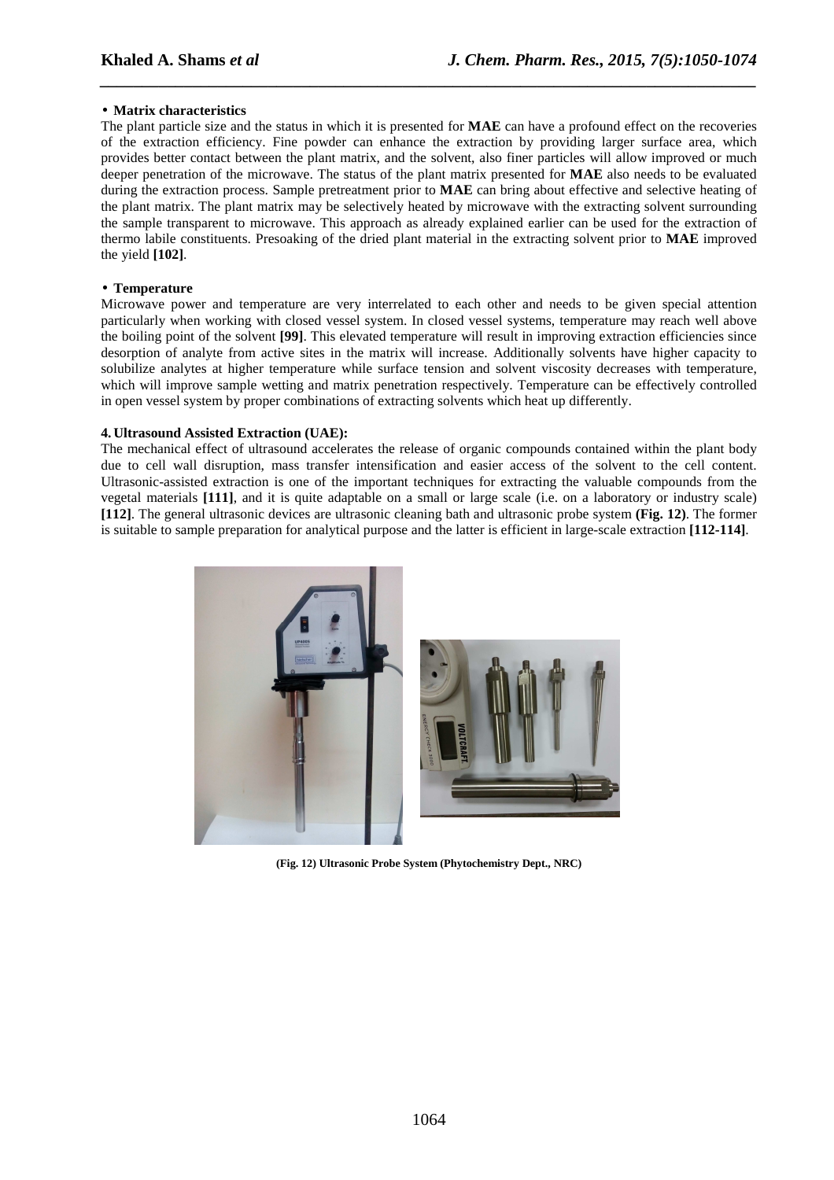- **Matrix characteristics**

The plant particle size and the status in which it is presented for **MAE** can have a profound effect on the recoveries of the extraction efficiency. Fine powder can enhance the extraction by providing larger surface area, which provides better contact between the plant matrix, and the solvent, also finer particles will allow improved or much deeper penetration of the microwave. The status of the plant matrix presented for **MAE** also needs to be evaluated during the extraction process. Sample pretreatment prior to **MAE** can bring about effective and selective heating of the plant matrix. The plant matrix may be selectively heated by microwave with the extracting solvent surrounding the sample transparent to microwave. This approach as already explained earlier can be used for the extraction of thermo labile constituents. Presoaking of the dried plant material in the extracting solvent prior to **MAE** improved the yield **[102]**.

- **Temperature**

Microwave power and temperature are very interrelated to each other and needs to be given special attention particularly when working with closed vessel system. In closed vessel systems, temperature may reach well above the boiling point of the solvent **[99]**. This elevated temperature will result in improving extraction efficiencies since desorption of analyte from active sites in the matrix will increase. Additionally solvents have higher capacity to solubilize analytes at higher temperature while surface tension and solvent viscosity decreases with temperature, which will improve sample wetting and matrix penetration respectively. Temperature can be effectively controlled in open vessel system by proper combinations of extracting solvents which heat up differently.

**4. Ultrasound Assisted Extraction (UAE):**

The mechanical effect of ultrasound accelerates the release of organic compounds contained within the plant body due to cell wall disruption, mass transfer intensification and easier access of the solvent to the cell content. Ultrasonic-assisted extraction is one of the important techniques for extracting the valuable compounds from the vegetal materials **[111]**, and it is quite adaptable on a small or large scale (i.e. on a laboratory or industry scale) **[112]**. The general ultrasonic devices are ultrasonic cleaning bath and ultrasonic probe system **(Fig. 12)**. The former is suitable to sample preparation for analytical purpose and the latter is efficient in large-scale extraction **[112-114]**.

**(Fig. 12) Ultrasonic Probe System (Phytochemistry Dept., NRC)**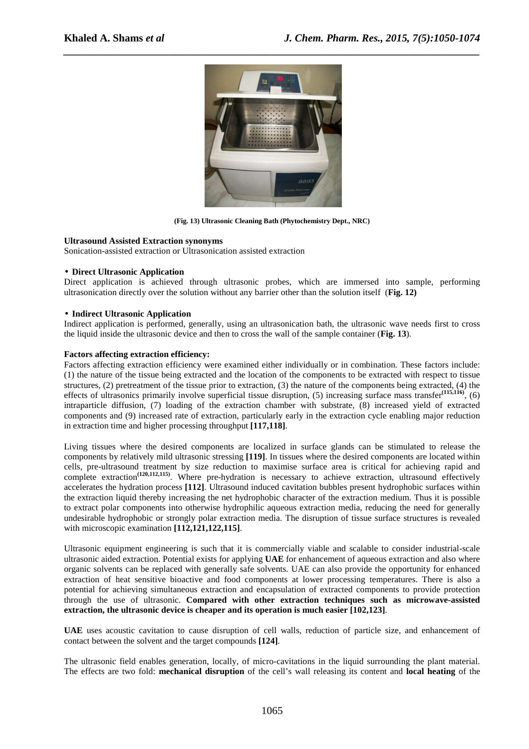(Fig. 13) Ultrasonic Cleaning Bath (Phytochemistry Dept., NRC)

**Ultrasound Assisted Extraction synonyms**

Sonication-assisted extraction or Ultrasonication assisted extraction

- **Direct Ultrasonic Application**

Direct application is achieved through ultrasonic probes, which are immersed into sample, performing ultrasonication directly over the solution without any barrier other than the solution itself (**Fig. 12)**

- **Indirect Ultrasonic Application**

Indirect application is performed, generally, using an ultrasonication bath, the ultrasonic wave needs first to cross the liquid inside the ultrasonic device and then to cross the wall of the sample container (**Fig. 13**).

**Factors affecting extraction efficiency:**

Factors affecting extraction efficiency were examined either individually or in combination. These factors include: (1) the nature of the tissue being extracted and the location of the components to be extracted with respect to tissue structures, (2) pretreatment of the tissue prior to extraction, (3) the nature of the components being extracted, (4) the effects of ultrasonics primarily involve superficial tissue disruption, (5) increasing surface mass transfer(115,116), (6) intraparticle diffusion, (7) loading of the extraction chamber with substrate, (8) increased yield of extracted components and (9) increased rate of extraction, particularly early in the extraction cycle enabling major reduction in extraction time and higher processing throughput **[117,118]**.

Living tissues where the desired components are localized in surface glands can be stimulated to release the components by relatively mild ultrasonic stressing **[119]**. In tissues where the desired components are located within cells, pre-ultrasound treatment by size reduction to maximise surface area is critical for achieving rapid and complete extraction(120,112,115). Where pre-hydration is necessary to achieve extraction, ultrasound effectively accelerates the hydration process **[112]**. Ultrasound induced cavitation bubbles present hydrophobic surfaces within the extraction liquid thereby increasing the net hydrophobic character of the extraction medium. Thus it is possible to extract polar components into otherwise hydrophilic aqueous extraction media, reducing the need for generally undesirable hydrophobic or strongly polar extraction media. The disruption of tissue surface structures is revealed with microscopic examination **[112,121,122,115]**.

Ultrasonic equipment engineering is such that it is commercially viable and scalable to consider industrial-scale ultrasonic aided extraction. Potential exists for applying **UAE** for enhancement of aqueous extraction and also where organic solvents can be replaced with generally safe solvents. UAE can also provide the opportunity for enhanced extraction of heat sensitive bioactive and food components at lower processing temperatures. There is also a potential for achieving simultaneous extraction and encapsulation of extracted components to provide protection through the use of ultrasonic. **Compared with other extraction techniques such as microwave-assisted extraction, the ultrasonic device is cheaper and its operation is much easier [102,123]**.

**UAE** uses acoustic cavitation to cause disruption of cell walls, reduction of particle size, and enhancement of contact between the solvent and the target compounds **[124]**.

The ultrasonic field enables generation, locally, of micro-cavitations in the liquid surrounding the plant material. The effects are two fold: **mechanical disruption** of the cell's wall releasing its content and **local heating** of the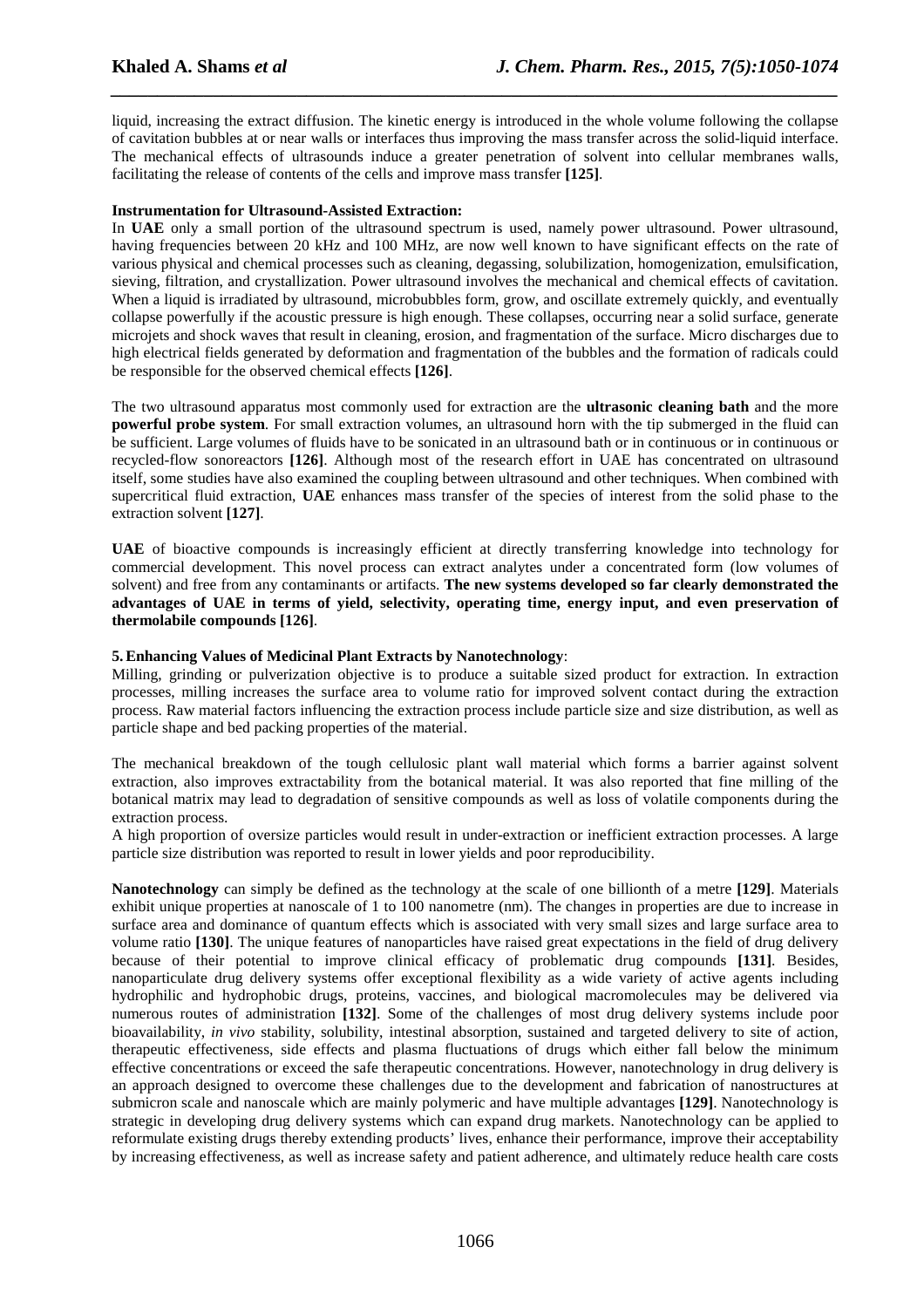liquid, increasing the extract diffusion. The kinetic energy is introduced in the whole volume following the collapse of cavitation bubbles at or near walls or interfaces thus improving the mass transfer across the solid-liquid interface. The mechanical effects of ultrasounds induce a greater penetration of solvent into cellular membranes walls, facilitating the release of contents of the cells and improve mass transfer **[125]**.

**Instrumentation for Ultrasound-Assisted Extraction:**

In **UAE** only a small portion of the ultrasound spectrum is used, namely power ultrasound. Power ultrasound, having frequencies between 20 kHz and 100 MHz, are now well known to have significant effects on the rate of various physical and chemical processes such as cleaning, degassing, solubilization, homogenization, emulsification, sieving, filtration, and crystallization. Power ultrasound involves the mechanical and chemical effects of cavitation. When a liquid is irradiated by ultrasound, microbubbles form, grow, and oscillate extremely quickly, and eventually collapse powerfully if the acoustic pressure is high enough. These collapses, occurring near a solid surface, generate microjets and shock waves that result in cleaning, erosion, and fragmentation of the surface. Micro discharges due to high electrical fields generated by deformation and fragmentation of the bubbles and the formation of radicals could be responsible for the observed chemical effects **[126]**.

The two ultrasound apparatus most commonly used for extraction are the **ultrasonic cleaning bath** and the more **powerful probe system**. For small extraction volumes, an ultrasound horn with the tip submerged in the fluid can be sufficient. Large volumes of fluids have to be sonicated in an ultrasound bath or in continuous or in continuous or recycled-flow sonoreactors **[126]**. Although most of the research effort in UAE has concentrated on ultrasound itself, some studies have also examined the coupling between ultrasound and other techniques. When combined with supercritical fluid extraction, **UAE** enhances mass transfer of the species of interest from the solid phase to the extraction solvent **[127]**.

**UAE** of bioactive compounds is increasingly efficient at directly transferring knowledge into technology for commercial development. This novel process can extract analytes under a concentrated form (low volumes of solvent) and free from any contaminants or artifacts. **The new systems developed so far clearly demonstrated the advantages of UAE in terms of yield, selectivity, operating time, energy input, and even preservation of thermolabile compounds [126]**.

**5. Enhancing Values of Medicinal Plant Extracts by Nanotechnology**:

Milling, grinding or pulverization objective is to produce a suitable sized product for extraction. In extraction processes, milling increases the surface area to volume ratio for improved solvent contact during the extraction process. Raw material factors influencing the extraction process include particle size and size distribution, as well as particle shape and bed packing properties of the material.

The mechanical breakdown of the tough cellulosic plant wall material which forms a barrier against solvent extraction, also improves extractability from the botanical material. It was also reported that fine milling of the botanical matrix may lead to degradation of sensitive compounds as well as loss of volatile components during the extraction process.

A high proportion of oversize particles would result in under-extraction or inefficient extraction processes. A large particle size distribution was reported to result in lower yields and poor reproducibility.

**Nanotechnology** can simply be defined as the technology at the scale of one billionth of a metre **[129]**. Materials exhibit unique properties at nanoscale of 1 to 100 nanometre (nm). The changes in properties are due to increase in surface area and dominance of quantum effects which is associated with very small sizes and large surface area to volume ratio **[130]**. The unique features of nanoparticles have raised great expectations in the field of drug delivery because of their potential to improve clinical efficacy of problematic drug compounds **[131]**. Besides, nanoparticulate drug delivery systems offer exceptional flexibility as a wide variety of active agents including hydrophilic and hydrophobic drugs, proteins, vaccines, and biological macromolecules may be delivered via numerous routes of administration **[132]**. Some of the challenges of most drug delivery systems include poor bioavailability, *in vivo* stability, solubility, intestinal absorption, sustained and targeted delivery to site of action, therapeutic effectiveness, side effects and plasma fluctuations of drugs which either fall below the minimum effective concentrations or exceed the safe therapeutic concentrations. However, nanotechnology in drug delivery is an approach designed to overcome these challenges due to the development and fabrication of nanostructures at submicron scale and nanoscale which are mainly polymeric and have multiple advantages **[129]**. Nanotechnology is strategic in developing drug delivery systems which can expand drug markets. Nanotechnology can be applied to reformulate existing drugs thereby extending products' lives, enhance their performance, improve their acceptability by increasing effectiveness, as well as increase safety and patient adherence, and ultimately reduce health care costs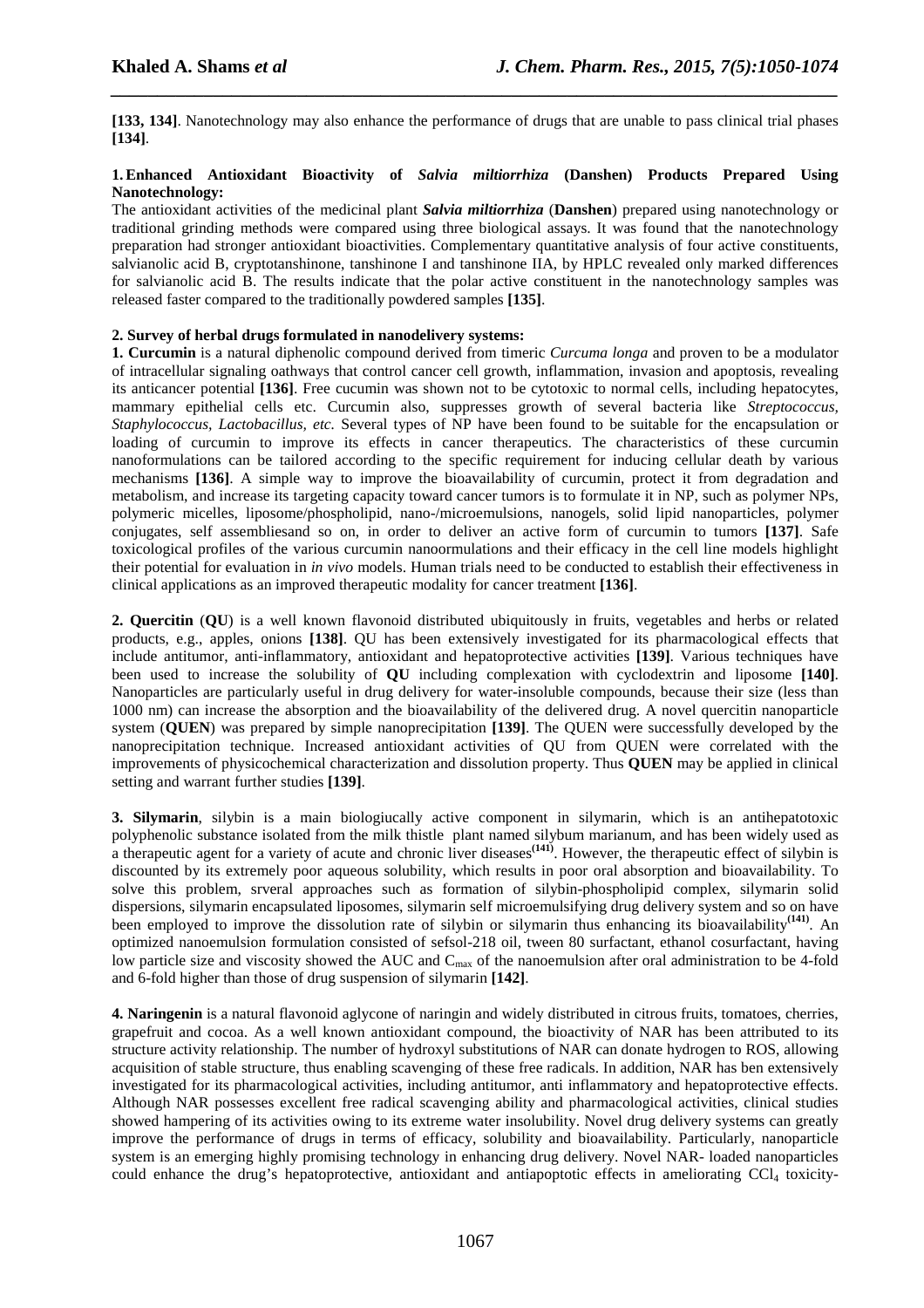**[133, 134]**. Nanotechnology may also enhance the performance of drugs that are unable to pass clinical trial phases **[134]**.

**1. Enhanced Antioxidant Bioactivity of *Salvia miltiorrhiza* (Danshen) Products Prepared Using Nanotechnology:**

The antioxidant activities of the medicinal plant ***Salvia miltiorrhiza*** (**Danshen**) prepared using nanotechnology or traditional grinding methods were compared using three biological assays. It was found that the nanotechnology preparation had stronger antioxidant bioactivities. Complementary quantitative analysis of four active constituents, salvianolic acid B, cryptotanshinone, tanshinone I and tanshinone IIA, by HPLC revealed only marked differences for salvianolic acid B. The results indicate that the polar active constituent in the nanotechnology samples was released faster compared to the traditionally powdered samples **[135]**.

**2. Survey of herbal drugs formulated in nanodelivery systems:**

**1. Curcumin** is a natural diphenolic compound derived from timeric *Curcuma longa* and proven to be a modulator of intracellular signaling oathways that control cancer cell growth, inflammation, invasion and apoptosis, revealing its anticancer potential **[136]**. Free cucumin was shown not to be cytotoxic to normal cells, including hepatocytes, mammary epithelial cells etc. Curcumin also, suppresses growth of several bacteria like *Streptococcus, Staphylococcus, Lactobacillus, etc.* Several types of NP have been found to be suitable for the encapsulation or loading of curcumin to improve its effects in cancer therapeutics. The characteristics of these curcumin nanoformulations can be tailored according to the specific requirement for inducing cellular death by various mechanisms **[136]**. A simple way to improve the bioavailability of curcumin, protect it from degradation and metabolism, and increase its targeting capacity toward cancer tumors is to formulate it in NP, such as polymer NPs, polymeric micelles, liposome/phospholipid, nano-/microemulsions, nanogels, solid lipid nanoparticles, polymer conjugates, self assembliesand so on, in order to deliver an active form of curcumin to tumors **[137]**. Safe toxicological profiles of the various curcumin nanoormulations and their efficacy in the cell line models highlight their potential for evaluation in *in vivo* models. Human trials need to be conducted to establish their effectiveness in clinical applications as an improved therapeutic modality for cancer treatment **[136]**.

**2. Quercitin** (**QU**) is a well known flavonoid distributed ubiquitously in fruits, vegetables and herbs or related products, e.g., apples, onions **[138]**. QU has been extensively investigated for its pharmacological effects that include antitumor, anti-inflammatory, antioxidant and hepatoprotective activities **[139]**. Various techniques have been used to increase the solubility of **QU** including complexation with cyclodextrin and liposome **[140]**. Nanoparticles are particularly useful in drug delivery for water-insoluble compounds, because their size (less than 1000 nm) can increase the absorption and the bioavailability of the delivered drug. A novel quercitin nanoparticle system (**QUEN**) was prepared by simple nanoprecipitation **[139]**. The QUEN were successfully developed by the nanoprecipitation technique. Increased antioxidant activities of QU from QUEN were correlated with the improvements of physicochemical characterization and dissolution property. Thus **QUEN** may be applied in clinical setting and warrant further studies **[139]**.

**3. Silymarin**, silybin is a main biologiucally active component in silymarin, which is an antihepatotoxic polyphenolic substance isolated from the milk thistle plant named silybum marianum, and has been widely used as a therapeutic agent for a variety of acute and chronic liver diseases[141]. However, the therapeutic effect of silybin is discounted by its extremely poor aqueous solubility, which results in poor oral absorption and bioavailability. To solve this problem, srveral approaches such as formation of silybin-phospholipid complex, silymarin solid dispersions, silymarin encapsulated liposomes, silymarin self microemulsifying drug delivery system and so on have been employed to improve the dissolution rate of silybin or silymarin thus enhancing its bioavailability[141]. An optimized nanoemulsion formulation consisted of sefsol-218 oil, tween 80 surfactant, ethanol cosurfactant, having low particle size and viscosity showed the AUC and $C_{max}$ of the nanoemulsion after oral administration to be 4-fold and 6-fold higher than those of drug suspension of silymarin **[142]**.

**4. Naringenin** is a natural flavonoid aglycone of naringin and widely distributed in citrous fruits, tomatoes, cherries, grapefruit and cocoa. As a well known antioxidant compound, the bioactivity of NAR has been attributed to its structure activity relationship. The number of hydroxyl substitutions of NAR can donate hydrogen to ROS, allowing acquisition of stable structure, thus enabling scavenging of these free radicals. In addition, NAR has ben extensively investigated for its pharmacological activities, including antitumor, anti inflammatory and hepatoprotective effects. Although NAR possesses excellent free radical scavenging ability and pharmacological activities, clinical studies showed hampering of its activities owing to its extreme water insolubility. Novel drug delivery systems can greatly improve the performance of drugs in terms of efficacy, solubility and bioavailability. Particularly, nanoparticle system is an emerging highly promising technology in enhancing drug delivery. Novel NAR- loaded nanoparticles could enhance the drug's hepatoprotective, antioxidant and antiapoptotic effects in ameliorating $CCl_4$ toxicity-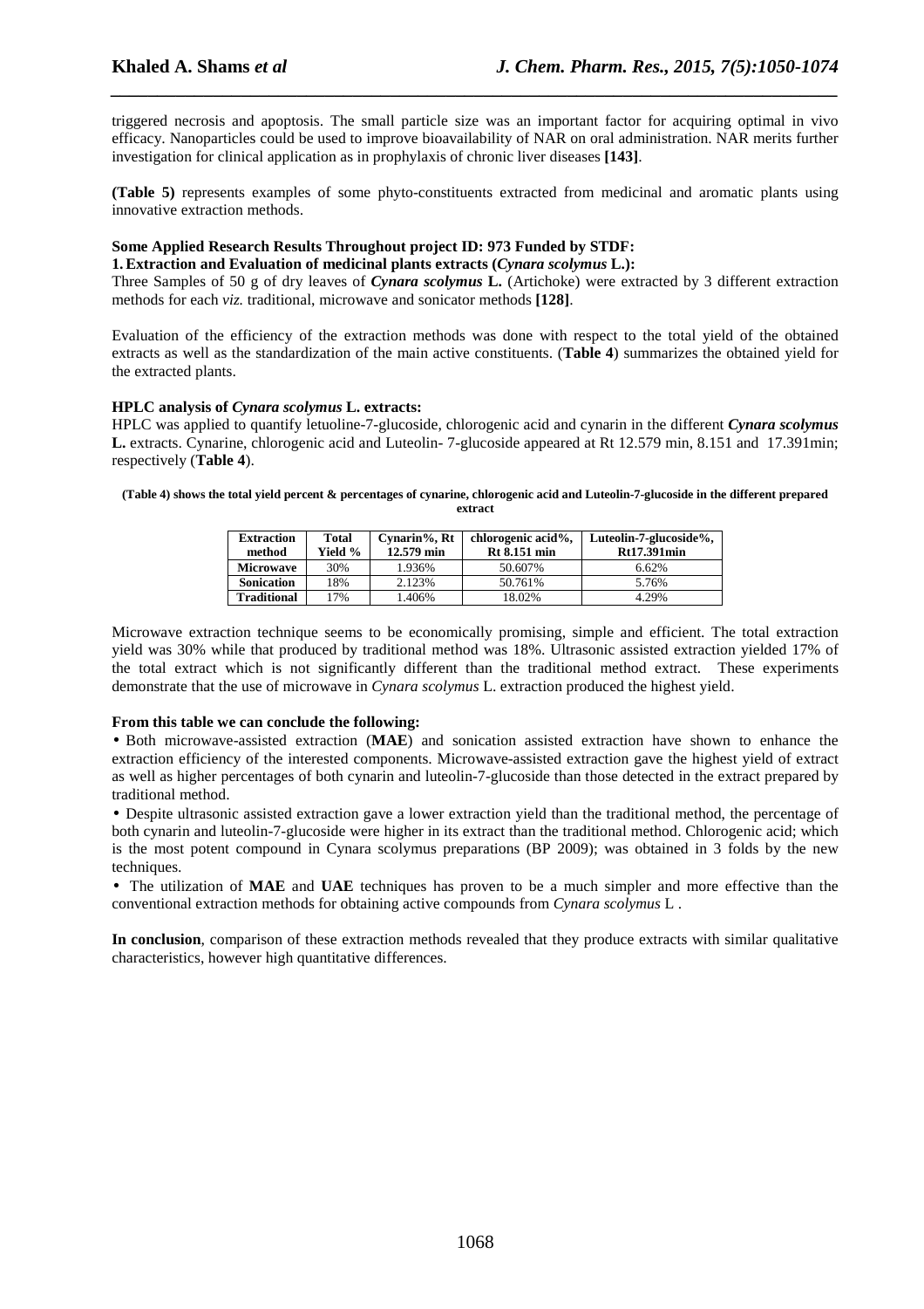triggered necrosis and apoptosis. The small particle size was an important factor for acquiring optimal in vivo efficacy. Nanoparticles could be used to improve bioavailability of NAR on oral administration. NAR merits further investigation for clinical application as in prophylaxis of chronic liver diseases **[143]**.

**(Table 5)** represents examples of some phyto-constituents extracted from medicinal and aromatic plants using innovative extraction methods.

**Some Applied Research Results Throughout project ID: 973 Funded by STDF:**

**1. Extraction and Evaluation of medicinal plants extracts (*Cynara scolymus* L.):**

Three Samples of 50 g of dry leaves of ***Cynara scolymus* L.** (Artichoke) were extracted by 3 different extraction methods for each *viz.* traditional, microwave and sonicator methods **[128]**.

Evaluation of the efficiency of the extraction methods was done with respect to the total yield of the obtained extracts as well as the standardization of the main active constituents. (**Table 4**) summarizes the obtained yield for the extracted plants.

**HPLC analysis of *Cynara scolymus* L. extracts:**

HPLC was applied to quantify letuoline-7-glucoside, chlorogenic acid and cynarin in the different ***Cynara scolymus* L.** extracts. Cynarine, chlorogenic acid and Luteolin- 7-glucoside appeared at Rt 12.579 min, 8.151 and 17.391min; respectively (**Table 4**).

**(Table 4) shows the total yield percent & percentages of cynarine, chlorogenic acid and Luteolin-7-glucoside in the different prepared extract**

| Extraction method | Total Yield % | Cynarin%, Rt 12.579 min | chlorogenic acid%, Rt 8.151 min | Luteolin-7-glucoside%, Rt17.391min |
|---|---|---|---|---|
| **Microwave** | 30% | 1.936% | 50.607% | 6.62% |
| **Sonication** | 18% | 2.123% | 50.761% | 5.76% |
| **Traditional** | 17% | 1.406% | 18.02% | 4.29% |

Microwave extraction technique seems to be economically promising, simple and efficient. The total extraction yield was 30% while that produced by traditional method was 18%. Ultrasonic assisted extraction yielded 17% of the total extract which is not significantly different than the traditional method extract. These experiments demonstrate that the use of microwave in *Cynara scolymus* L. extraction produced the highest yield.

**From this table we can conclude the following:**

- Both microwave-assisted extraction (**MAE**) and sonication assisted extraction have shown to enhance the extraction efficiency of the interested components. Microwave-assisted extraction gave the highest yield of extract as well as higher percentages of both cynarin and luteolin-7-glucoside than those detected in the extract prepared by traditional method.
- Despite ultrasonic assisted extraction gave a lower extraction yield than the traditional method, the percentage of both cynarin and luteolin-7-glucoside were higher in its extract than the traditional method. Chlorogenic acid; which is the most potent compound in Cynara scolymus preparations (BP 2009); was obtained in 3 folds by the new techniques.
- The utilization of **MAE** and **UAE** techniques has proven to be a much simpler and more effective than the conventional extraction methods for obtaining active compounds from *Cynara scolymus* L .

**In conclusion**, comparison of these extraction methods revealed that they produce extracts with similar qualitative characteristics, however high quantitative differences.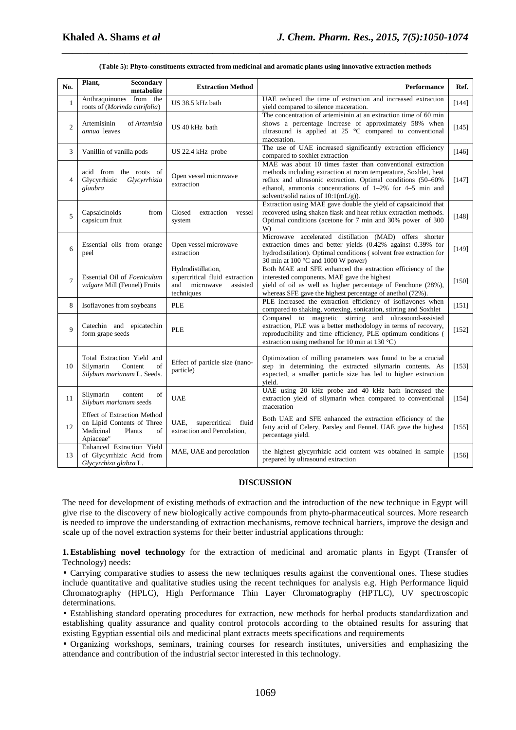**(Table 5): Phyto-constituents extracted from medicinal and aromatic plants using innovative extraction methods**

| No. | Plant, Secondary metabolite | Extraction Method | Performance | Ref. |
|---|---|---|---|---|
| 1 | Anthraquinones from the roots of (*Morinda citrifolia*) | US 38.5 kHz bath | UAE reduced the time of extraction and increased extraction yield compared to silence maceration. | [144] |
| 2 | Artemisinin of *Artemisia annua* leaves | US 40 kHz bath | The concentration of artemisinin at an extraction time of 60 min shows a percentage increase of approximately 58% when ultrasound is applied at 25 °C compared to conventional maceration. | [145] |
| 3 | Vanillin of vanilla pods | US 22.4 kHz probe | The use of UAE increased significantly extraction efficiency compared to soxhlet extraction | [146] |
| 4 | acid from the roots of Glycyrrhizic *Glycyrrhizia glaubra* | Open vessel microwave extraction | MAE was about 10 times faster than conventional extraction methods including extraction at room temperature, Soxhlet, heat reflux and ultrasonic extraction. Optimal conditions (50–60% ethanol, ammonia concentrations of 1–2% for 4–5 min and solvent/solid ratios of 10:1(mL/g)). | [147] |
| 5 | Capsaicinoids from capsicum fruit | Closed extraction vessel system | Extraction using MAE gave double the yield of capsaicinoid that recovered using shaken flask and heat reflux extraction methods. Optimal conditions (acetone for 7 min and 30% power of 300 W) | [148] |
| 6 | Essential oils from orange peel | Open vessel microwave extraction | Microwave accelerated distillation (MAD) offers shorter extraction times and better yields (0.42% against 0.39% for hydrodistilation). Optimal conditions ( solvent free extraction for 30 min at 100 °C and 1000 W power) | [149] |
| 7 | Essential Oil of *Foeniculum vulgare* Mill (Fennel) Fruits | Hydrodistillation, supercritical fluid extraction and microwave assisted techniques | Both MAE and SFE enhanced the extraction efficiency of the interested components. MAE gave the highest yield of oil as well as higher percentage of Fenchone (28%), whereas SFE gave the highest percentage of anethol (72%). | [150] |
| 8 | Isoflavones from soybeans | PLE | PLE increased the extraction efficiency of isoflavones when compared to shaking, vortexing, sonication, stirring and Soxhlet | [151] |
| 9 | Catechin and epicatechin form grape seeds | PLE | Compared to magnetic stirring and ultrasound-assisted extraction, PLE was a better methodology in terms of recovery, reproducibility and time efficiency, PLE optimum conditions ( extraction using methanol for 10 min at 130 °C) | [152] |
| 10 | Total Extraction Yield and Silymarin Content of *Silybum marianum* L. Seeds. | Effect of particle size (nano-particle) | Optimization of milling parameters was found to be a crucial step in determining the extracted silymarin contents. As expected, a smaller particle size has led to higher extraction yield. | [153] |
| 11 | Silymarin content of *Silybum marianum* seeds | UAE | UAE using 20 kHz probe and 40 kHz bath increased the extraction yield of silymarin when compared to conventional maceration | [154] |
| 12 | Effect of Extraction Method on Lipid Contents of Three Medicinal Plants of Apiaceae" | UAE, supercritical fluid extraction and Percolation, | Both UAE and SFE enhanced the extraction efficiency of the fatty acid of Celery, Parsley and Fennel. UAE gave the highest percentage yield. | [155] |
| 13 | Enhanced Extraction Yield of Glycyrrhizic Acid from *Glycyrrhiza glabra* L. | MAE, UAE and percolation | the highest glycyrrhizic acid content was obtained in sample prepared by ultrasound extraction | [156] |

## DISCUSSION

The need for development of existing methods of extraction and the introduction of the new technique in Egypt will give rise to the discovery of new biologically active compounds from phyto-pharmaceutical sources. More research is needed to improve the understanding of extraction mechanisms, remove technical barriers, improve the design and scale up of the novel extraction systems for their better industrial applications through:

**1. Establishing novel technology** for the extraction of medicinal and aromatic plants in Egypt (Transfer of Technology) needs:

- Carrying comparative studies to assess the new techniques results against the conventional ones. These studies include quantitative and qualitative studies using the recent techniques for analysis e.g. High Performance liquid Chromatography (HPLC), High Performance Thin Layer Chromatography (HPTLC), UV spectroscopic determinations.
- Establishing standard operating procedures for extraction, new methods for herbal products standardization and establishing quality assurance and quality control protocols according to the obtained results for assuring that existing Egyptian essential oils and medicinal plant extracts meets specifications and requirements
- Organizing workshops, seminars, training courses for research institutes, universities and emphasizing the attendance and contribution of the industrial sector interested in this technology.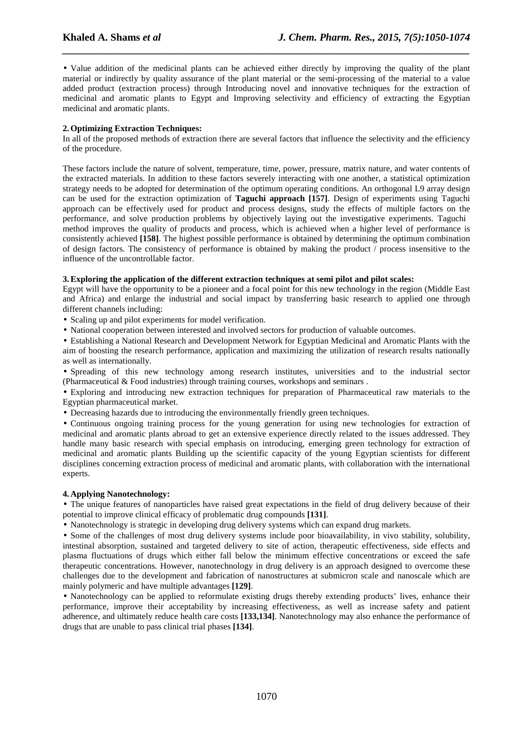- Value addition of the medicinal plants can be achieved either directly by improving the quality of the plant material or indirectly by quality assurance of the plant material or the semi-processing of the material to a value added product (extraction process) through Introducing novel and innovative techniques for the extraction of medicinal and aromatic plants to Egypt and Improving selectivity and efficiency of extracting the Egyptian medicinal and aromatic plants.

**2. Optimizing Extraction Techniques:**

In all of the proposed methods of extraction there are several factors that influence the selectivity and the efficiency of the procedure.

These factors include the nature of solvent, temperature, time, power, pressure, matrix nature, and water contents of the extracted materials. In addition to these factors severely interacting with one another, a statistical optimization strategy needs to be adopted for determination of the optimum operating conditions. An orthogonal L9 array design can be used for the extraction optimization of **Taguchi approach [157]**. Design of experiments using Taguchi approach can be effectively used for product and process designs, study the effects of multiple factors on the performance, and solve production problems by objectively laying out the investigative experiments. Taguchi method improves the quality of products and process, which is achieved when a higher level of performance is consistently achieved **[158]**. The highest possible performance is obtained by determining the optimum combination of design factors. The consistency of performance is obtained by making the product / process insensitive to the influence of the uncontrollable factor.

**3. Exploring the application of the different extraction techniques at semi pilot and pilot scales:**

Egypt will have the opportunity to be a pioneer and a focal point for this new technology in the region (Middle East and Africa) and enlarge the industrial and social impact by transferring basic research to applied one through different channels including:

- Scaling up and pilot experiments for model verification.
- National cooperation between interested and involved sectors for production of valuable outcomes.
- Establishing a National Research and Development Network for Egyptian Medicinal and Aromatic Plants with the aim of boosting the research performance, application and maximizing the utilization of research results nationally as well as internationally.
- Spreading of this new technology among research institutes, universities and to the industrial sector (Pharmaceutical & Food industries) through training courses, workshops and seminars .
- Exploring and introducing new extraction techniques for preparation of Pharmaceutical raw materials to the Egyptian pharmaceutical market.
- Decreasing hazards due to introducing the environmentally friendly green techniques.
- Continuous ongoing training process for the young generation for using new technologies for extraction of medicinal and aromatic plants abroad to get an extensive experience directly related to the issues addressed. They handle many basic research with special emphasis on introducing, emerging green technology for extraction of medicinal and aromatic plants Building up the scientific capacity of the young Egyptian scientists for different disciplines concerning extraction process of medicinal and aromatic plants, with collaboration with the international experts.

**4. Applying Nanotechnology:**

- The unique features of nanoparticles have raised great expectations in the field of drug delivery because of their potential to improve clinical efficacy of problematic drug compounds **[131]**.
- Nanotechnology is strategic in developing drug delivery systems which can expand drug markets.
- Some of the challenges of most drug delivery systems include poor bioavailability, in vivo stability, solubility, intestinal absorption, sustained and targeted delivery to site of action, therapeutic effectiveness, side effects and plasma fluctuations of drugs which either fall below the minimum effective concentrations or exceed the safe therapeutic concentrations. However, nanotechnology in drug delivery is an approach designed to overcome these challenges due to the development and fabrication of nanostructures at submicron scale and nanoscale which are mainly polymeric and have multiple advantages **[129]**.
- Nanotechnology can be applied to reformulate existing drugs thereby extending products' lives, enhance their performance, improve their acceptability by increasing effectiveness, as well as increase safety and patient adherence, and ultimately reduce health care costs **[133,134]**. Nanotechnology may also enhance the performance of drugs that are unable to pass clinical trial phases **[134]**.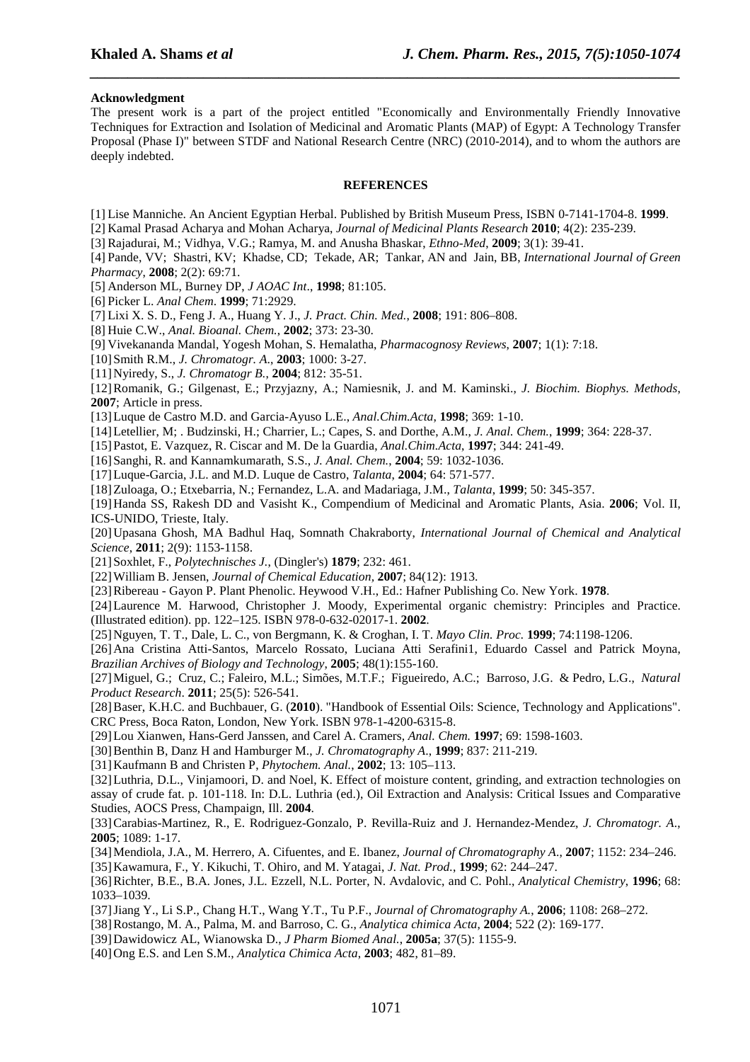**Acknowledgment**

The present work is a part of the project entitled "Economically and Environmentally Friendly Innovative Techniques for Extraction and Isolation of Medicinal and Aromatic Plants (MAP) of Egypt: A Technology Transfer Proposal (Phase I)" between STDF and National Research Centre (NRC) (2010-2014), and to whom the authors are deeply indebted.

## REFERENCES

[1] Lise Manniche. An Ancient Egyptian Herbal. Published by British Museum Press, ISBN 0-7141-1704-8. **1999**.

[2] Kamal Prasad Acharya and Mohan Acharya, *Journal of Medicinal Plants Research* **2010**; 4(2): 235-239.

[3] Rajadurai, M.; Vidhya, V.G.; Ramya, M. and Anusha Bhaskar, *Ethno-Med*, **2009**; 3(1): 39-41.

[4] Pande, VV; Shastri, KV; Khadse, CD; Tekade, AR; Tankar, AN and Jain, BB, *International Journal of Green Pharmacy*, **2008**; 2(2): 69:71.

[5] Anderson ML, Burney DP, *J AOAC Int*., **1998**; 81:105.

[6] Picker L. *Anal Chem*. **1999**; 71:2929.

[7] Lixi X. S. D., Feng J. A., Huang Y. J., *J. Pract. Chin. Med.*, **2008**; 191: 806–808.

[8] Huie C.W., *Anal. Bioanal. Chem.*, **2002**; 373: 23-30.

[9] Vivekananda Mandal, Yogesh Mohan, S. Hemalatha, *Pharmacognosy Reviews*, **2007**; 1(1): 7:18.

[10] Smith R.M., *J. Chromatogr. A*., **2003**; 1000: 3-27.

[11] Nyiredy, S., *J. Chromatogr B.*, **2004**; 812: 35-51.

[12] Romanik, G.; Gilgenast, E.; Przyjazny, A.; Namiesnik, J. and M. Kaminski., *J. Biochim. Biophys. Methods*, **2007**; Article in press.

[13] Luque de Castro M.D. and Garcia-Ayuso L.E., *Anal.Chim.Acta*, **1998**; 369: 1-10.

[14] Letellier, M; . Budzinski, H.; Charrier, L.; Capes, S. and Dorthe, A.M., *J. Anal. Chem.*, **1999**; 364: 228-37.

[15] Pastot, E. Vazquez, R. Ciscar and M. De la Guardia, *Anal.Chim.Acta*, **1997**; 344: 241-49.

[16] Sanghi, R. and Kannamkumarath, S.S., *J. Anal. Chem.*, **2004**; 59: 1032-1036.

[17] Luque-Garcia, J.L. and M.D. Luque de Castro, *Talanta*, **2004**; 64: 571-577.

[18] Zuloaga, O.; Etxebarria, N.; Fernandez, L.A. and Madariaga, J.M., *Talanta*, **1999**; 50: 345-357.

[19] Handa SS, Rakesh DD and Vasisht K., Compendium of Medicinal and Aromatic Plants, Asia. **2006**; Vol. II, ICS-UNIDO, Trieste, Italy.

[20] Upasana Ghosh, MA Badhul Haq, Somnath Chakraborty, *International Journal of Chemical and Analytical Science*, **2011**; 2(9): 1153-1158.

[21] Soxhlet, F., *Polytechnisches J.*, (Dingler's) **1879**; 232: 461.

[22] William B. Jensen, *Journal of Chemical Education*, **2007**; 84(12): 1913.

[23] Ribereau - Gayon P. Plant Phenolic. Heywood V.H., Ed.: Hafner Publishing Co. New York. **1978**.

[24] Laurence M. Harwood, Christopher J. Moody, Experimental organic chemistry: Principles and Practice. (Illustrated edition). pp. 122–125. ISBN 978-0-632-02017-1. **2002**.

[25] Nguyen, T. T., Dale, L. C., von Bergmann, K. & Croghan, I. T. *Mayo Clin. Proc.* **1999**; 74:1198-1206.

[26] Ana Cristina Atti-Santos, Marcelo Rossato, Luciana Atti Serafini1, Eduardo Cassel and Patrick Moyna, *Brazilian Archives of Biology and Technology*, **2005**; 48(1):155-160.

[27] Miguel, G.; Cruz, C.; Faleiro, M.L.; Simões, M.T.F.; Figueiredo, A.C.; Barroso, J.G. & Pedro, L.G., *Natural Product Research*. **2011**; 25(5): 526-541.

[28] Baser, K.H.C. and Buchbauer, G. (**2010**). "Handbook of Essential Oils: Science, Technology and Applications". CRC Press, Boca Raton, London, New York. ISBN 978-1-4200-6315-8.

[29] Lou Xianwen, Hans-Gerd Janssen, and Carel A. Cramers, *Anal. Chem.* **1997**; 69: 1598-1603.

[30] Benthin B, Danz H and Hamburger M., *J. Chromatography A*., **1999**; 837: 211-219.

[31] Kaufmann B and Christen P, *Phytochem. Anal.*, **2002**; 13: 105–113.

[32] Luthria, D.L., Vinjamoori, D. and Noel, K. Effect of moisture content, grinding, and extraction technologies on assay of crude fat. p. 101-118. In: D.L. Luthria (ed.), Oil Extraction and Analysis: Critical Issues and Comparative Studies, AOCS Press, Champaign, Ill. **2004**.

[33] Carabias-Martinez, R., E. Rodriguez-Gonzalo, P. Revilla-Ruiz and J. Hernandez-Mendez, *J. Chromatogr. A*., **2005**; 1089: 1-17.

[34] Mendiola, J.A., M. Herrero, A. Cifuentes, and E. Ibanez, *Journal of Chromatography A*., **2007**; 1152: 234–246.

[35] Kawamura, F., Y. Kikuchi, T. Ohiro, and M. Yatagai, *J. Nat. Prod.*, **1999**; 62: 244–247.

[36] Richter, B.E., B.A. Jones, J.L. Ezzell, N.L. Porter, N. Avdalovic, and C. Pohl., *Analytical Chemistry*, **1996**; 68: 1033–1039.

[37] Jiang Y., Li S.P., Chang H.T., Wang Y.T., Tu P.F., *Journal of Chromatography A.*, **2006**; 1108: 268–272.

[38] Rostango, M. A., Palma, M. and Barroso, C. G., *Analytica chimica Acta*, **2004**; 522 (2): 169-177.

[39] Dawidowicz AL, Wianowska D., *J Pharm Biomed Anal.*, **2005a**; 37(5): 1155-9.

[40] Ong E.S. and Len S.M., *Analytica Chimica Acta*, **2003**; 482, 81–89.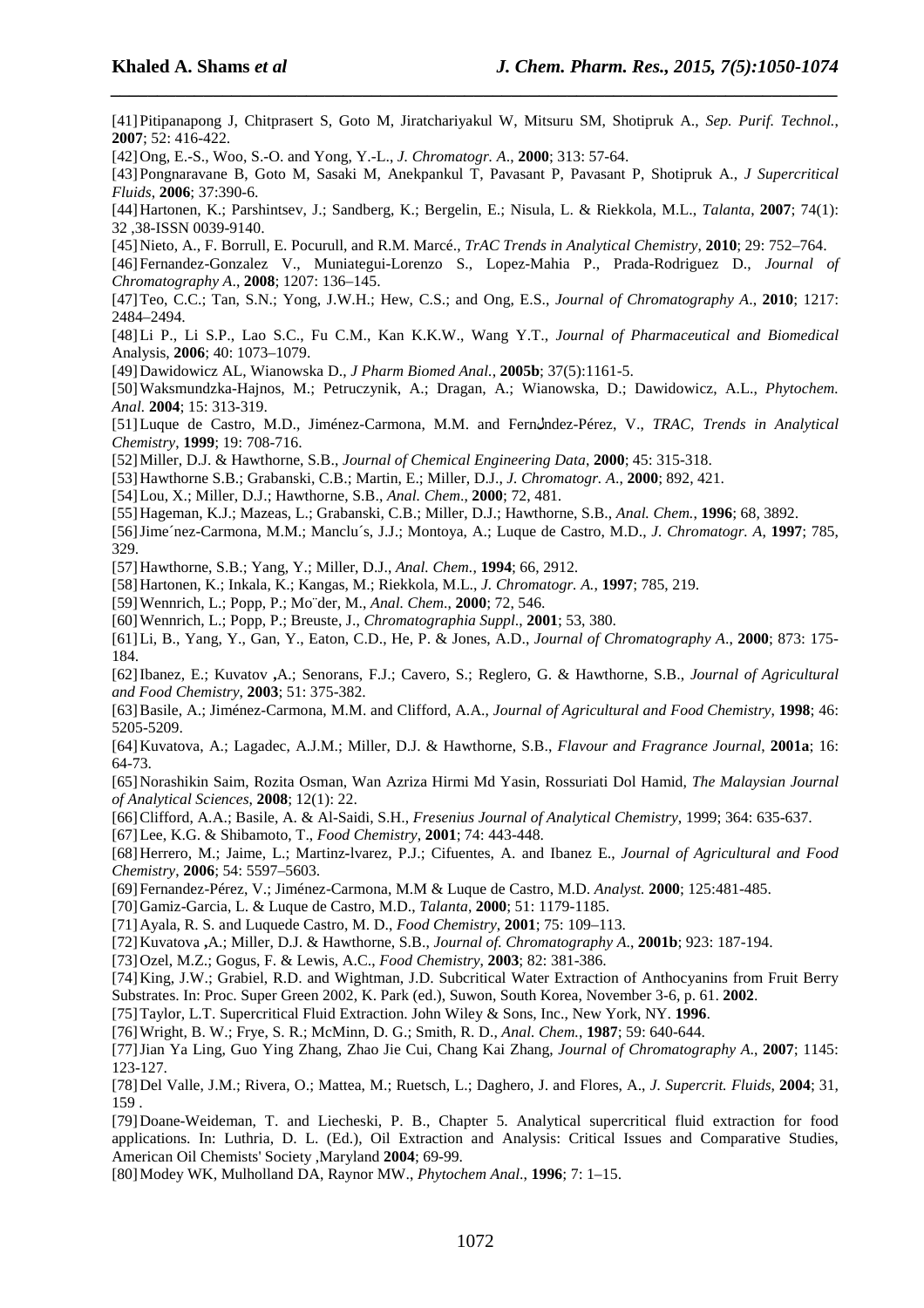[41] Pitipanapong J, Chitprasert S, Goto M, Jiratchariyakul W, Mitsuru SM, Shotipruk A., *Sep. Purif. Technol.*, **2007**; 52: 416-422.

[42] Ong, E.-S., Woo, S.-O. and Yong, Y.-L., *J. Chromatogr. A*., **2000**; 313: 57-64.

[43] Pongnaravane B, Goto M, Sasaki M, Anekpankul T, Pavasant P, Pavasant P, Shotipruk A., *J Supercritical Fluids*, **2006**; 37:390-6.

[44] Hartonen, K.; Parshintsev, J.; Sandberg, K.; Bergelin, E.; Nisula, L. & Riekkola, M.L., *Talanta*, **2007**; 74(1): 32 ,38-ISSN 0039-9140.

[45] Nieto, A., F. Borrull, E. Pocurull, and R.M. Marcé., *TrAC Trends in Analytical Chemistry*, **2010**; 29: 752–764.

[46] Fernandez-Gonzalez V., Muniategui-Lorenzo S., Lopez-Mahia P., Prada-Rodriguez D., *Journal of Chromatography A*., **2008**; 1207: 136–145.

[47] Teo, C.C.; Tan, S.N.; Yong, J.W.H.; Hew, C.S.; and Ong, E.S., *Journal of Chromatography A*., **2010**; 1217: 2484–2494.

[48] Li P., Li S.P., Lao S.C., Fu C.M., Kan K.K.W., Wang Y.T., *Journal of Pharmaceutical and Biomedical* Analysis, **2006**; 40: 1073–1079.

[49] Dawidowicz AL, Wianowska D., *J Pharm Biomed Anal.*, **2005b**; 37(5):1161-5.

[50] Waksmundzka-Hajnos, M.; Petruczynik, A.; Dragan, A.; Wianowska, D.; Dawidowicz, A.L., *Phytochem. Anal.* **2004**; 15: 313-319.

[51] Luque de Castro, M.D., Jiménez-Carmona, M.M. and Fernندez-Pérez, V., *TRAC, Trends in Analytical Chemistry*, **1999**; 19: 708-716.

[52] Miller, D.J. & Hawthorne, S.B., *Journal of Chemical Engineering Data*, **2000**; 45: 315-318.

[53] Hawthorne S.B.; Grabanski, C.B.; Martin, E.; Miller, D.J., *J. Chromatogr. A*., **2000**; 892, 421.

[54] Lou, X.; Miller, D.J.; Hawthorne, S.B., *Anal. Chem*., **2000**; 72, 481.

[55] Hageman, K.J.; Mazeas, L.; Grabanski, C.B.; Miller, D.J.; Hawthorne, S.B., *Anal. Chem.*, **1996**; 68, 3892.

[56] Jime´nez-Carmona, M.M.; Manclu´s, J.J.; Montoya, A.; Luque de Castro, M.D., *J. Chromatogr. A*, **1997**; 785, 329.

[57] Hawthorne, S.B.; Yang, Y.; Miller, D.J., *Anal. Chem*., **1994**; 66, 2912.

[58] Hartonen, K.; Inkala, K.; Kangas, M.; Riekkola, M.L., *J. Chromatogr. A.*, **1997**; 785, 219.

[59] Wennrich, L.; Popp, P.; Mo¨der, M., *Anal. Chem*., **2000**; 72, 546.

[60] Wennrich, L.; Popp, P.; Breuste, J., *Chromatographia Suppl*., **2001**; 53, 380.

[61] Li, B., Yang, Y., Gan, Y., Eaton, C.D., He, P. & Jones, A.D., *Journal of Chromatography A*., **2000**; 873: 175-184.

[62] Ibanez, E.; Kuvatov **,**A.; Senorans, F.J.; Cavero, S.; Reglero, G. & Hawthorne, S.B., *Journal of Agricultural and Food Chemistry*, **2003**; 51: 375-382.

[63] Basile, A.; Jiménez-Carmona, M.M. and Clifford, A.A., *Journal of Agricultural and Food Chemistry*, **1998**; 46: 5205-5209.

[64] Kuvatova, A.; Lagadec, A.J.M.; Miller, D.J. & Hawthorne, S.B., *Flavour and Fragrance Journal*, **2001a**; 16: 64-73.

[65] Norashikin Saim, Rozita Osman, Wan Azriza Hirmi Md Yasin, Rossuriati Dol Hamid, *The Malaysian Journal of Analytical Sciences*, **2008**; 12(1): 22.

[66] Clifford, A.A.; Basile, A. & Al-Saidi, S.H., *Fresenius Journal of Analytical Chemistry*, 1999; 364: 635-637.

[67] Lee, K.G. & Shibamoto, T., *Food Chemistry*, **2001**; 74: 443-448.

[68] Herrero, M.; Jaime, L.; Martinz-lvarez, P.J.; Cifuentes, A. and Ibanez E., *Journal of Agricultural and Food Chemistry*, **2006**; 54: 5597–5603.

[69] Fernandez-Pérez, V.; Jiménez-Carmona, M.M & Luque de Castro, M.D. *Analyst.* **2000**; 125:481-485.

[70] Gamiz-Garcia, L. & Luque de Castro, M.D., *Talanta*, **2000**; 51: 1179-1185.

[71] Ayala, R. S. and Luquede Castro, M. D., *Food Chemistry*, **2001**; 75: 109–113.

[72] Kuvatova **,**A.; Miller, D.J. & Hawthorne, S.B., *Journal of. Chromatography A*., **2001b**; 923: 187-194.

[73] Ozel, M.Z.; Gogus, F. & Lewis, A.C., *Food Chemistry*, **2003**; 82: 381-386.

[74] King, J.W.; Grabiel, R.D. and Wightman, J.D. Subcritical Water Extraction of Anthocyanins from Fruit Berry Substrates. In: Proc. Super Green 2002, K. Park (ed.), Suwon, South Korea, November 3-6, p. 61. **2002**.

[75] Taylor, L.T. Supercritical Fluid Extraction. John Wiley & Sons, Inc., New York, NY. **1996**.

[76] Wright, B. W.; Frye, S. R.; McMinn, D. G.; Smith, R. D., *Anal. Chem.*, **1987**; 59: 640-644.

[77] Jian Ya Ling, Guo Ying Zhang, Zhao Jie Cui, Chang Kai Zhang, *Journal of Chromatography A*., **2007**; 1145: 123-127.

[78] Del Valle, J.M.; Rivera, O.; Mattea, M.; Ruetsch, L.; Daghero, J. and Flores, A., *J. Supercrit. Fluids*, **2004**; 31, 159 .

[79] Doane-Weideman, T. and Liecheski, P. B., Chapter 5. Analytical supercritical fluid extraction for food applications. In: Luthria, D. L. (Ed.), Oil Extraction and Analysis: Critical Issues and Comparative Studies, American Oil Chemists' Society ,Maryland **2004**; 69-99.

[80] Modey WK, Mulholland DA, Raynor MW., *Phytochem Anal*., **1996**; 7: 1–15.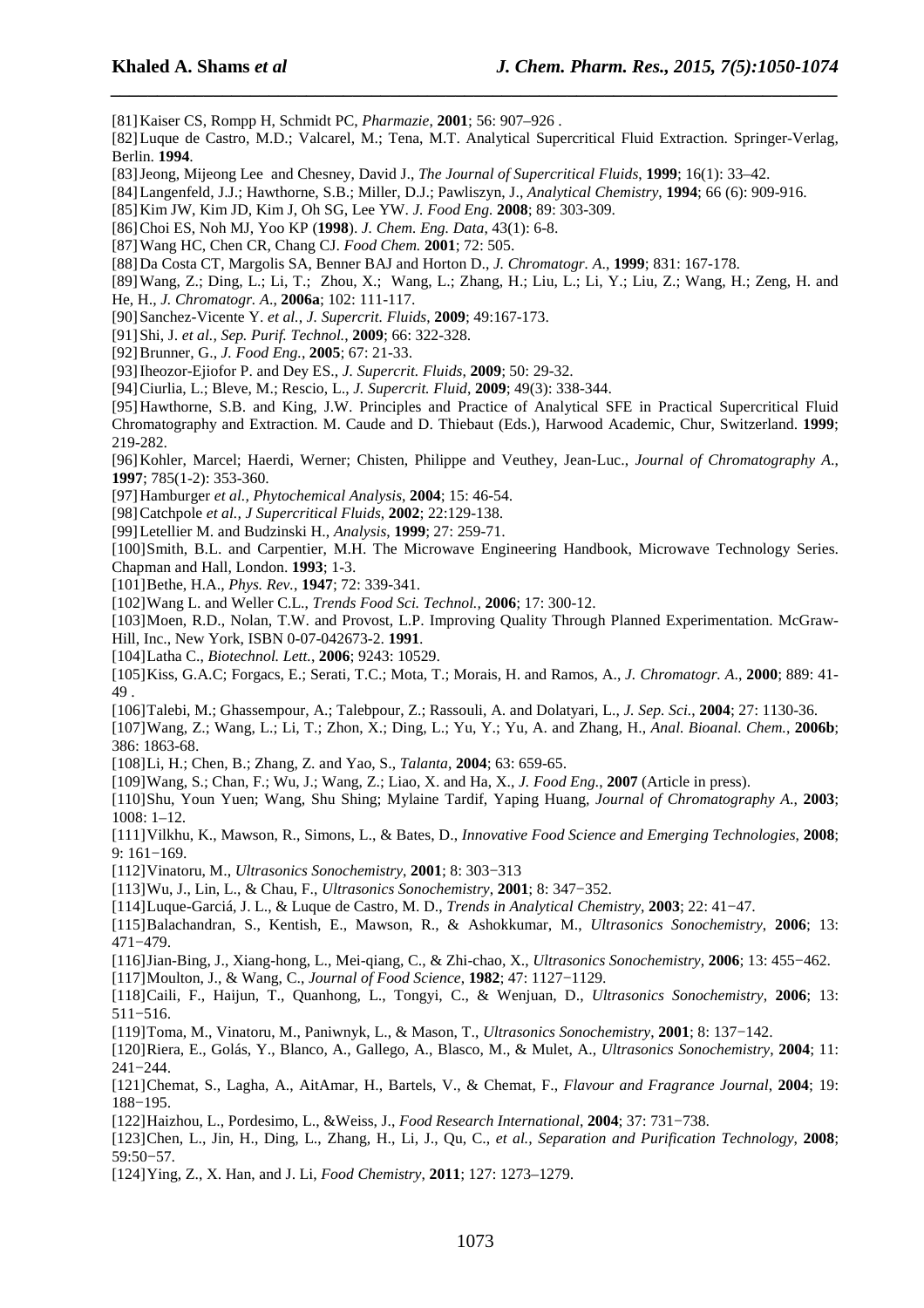[81] Kaiser CS, Rompp H, Schmidt PC, *Pharmazie*, **2001**; 56: 907–926 .

[82] Luque de Castro, M.D.; Valcarel, M.; Tena, M.T. Analytical Supercritical Fluid Extraction. Springer-Verlag, Berlin. **1994**.

[83] Jeong, Mijeong Lee and Chesney, David J., *The Journal of Supercritical Fluids*, **1999**; 16(1): 33–42.

[84] Langenfeld, J.J.; Hawthorne, S.B.; Miller, D.J.; Pawliszyn, J., *Analytical Chemistry*, **1994**; 66 (6): 909-916.

[85] Kim JW, Kim JD, Kim J, Oh SG, Lee YW. *J. Food Eng.* **2008**; 89: 303-309.

[86] Choi ES, Noh MJ, Yoo KP (**1998**). *J. Chem. Eng. Data*, 43(1): 6-8.

[87] Wang HC, Chen CR, Chang CJ. *Food Chem.* **2001**; 72: 505.

[88] Da Costa CT, Margolis SA, Benner BAJ and Horton D., *J. Chromatogr. A.*, **1999**; 831: 167-178.

[89] Wang, Z.; Ding, L.; Li, T.; Zhou, X.; Wang, L.; Zhang, H.; Liu, L.; Li, Y.; Liu, Z.; Wang, H.; Zeng, H. and He, H., *J. Chromatogr. A.*, **2006a**; 102: 111-117.

[90] Sanchez-Vicente Y. *et al.*, *J. Supercrit. Fluids*, **2009**; 49:167-173.

[91] Shi, J. *et al.*, *Sep. Purif. Technol.*, **2009**; 66: 322-328.

[92] Brunner, G., *J. Food Eng.*, **2005**; 67: 21-33.

[93] Iheozor-Ejiofor P. and Dey ES., *J. Supercrit. Fluids*, **2009**; 50: 29-32.

[94] Ciurlia, L.; Bleve, M.; Rescio, L., *J. Supercrit. Fluid*, **2009**; 49(3): 338-344.

[95] Hawthorne, S.B. and King, J.W. Principles and Practice of Analytical SFE in Practical Supercritical Fluid Chromatography and Extraction. M. Caude and D. Thiebaut (Eds.), Harwood Academic, Chur, Switzerland. **1999**; 219-282.

[96] Kohler, Marcel; Haerdi, Werner; Chisten, Philippe and Veuthey, Jean-Luc., *Journal of Chromatography A.*, **1997**; 785(1-2): 353-360.

[97] Hamburger *et al.*, *Phytochemical Analysis*, **2004**; 15: 46-54.

[98] Catchpole *et al.*, *J Supercritical Fluids*, **2002**; 22:129-138.

[99] Letellier M. and Budzinski H., *Analysis*, **1999**; 27: 259-71.

[100] Smith, B.L. and Carpentier, M.H. The Microwave Engineering Handbook, Microwave Technology Series. Chapman and Hall, London. **1993**; 1-3.

[101] Bethe, H.A., *Phys. Rev.*, **1947**; 72: 339-341.

[102] Wang L. and Weller C.L., *Trends Food Sci. Technol.*, **2006**; 17: 300-12.

[103] Moen, R.D., Nolan, T.W. and Provost, L.P. Improving Quality Through Planned Experimentation. McGraw-Hill, Inc., New York, ISBN 0-07-042673-2. **1991**.

[104] Latha C., *Biotechnol. Lett.*, **2006**; 9243: 10529.

[105] Kiss, G.A.C; Forgacs, E.; Serati, T.C.; Mota, T.; Morais, H. and Ramos, A., *J. Chromatogr. A.*, **2000**; 889: 41-49 .

[106] Talebi, M.; Ghassempour, A.; Talebpour, Z.; Rassouli, A. and Dolatyari, L., *J. Sep. Sci.*, **2004**; 27: 1130-36.

[107] Wang, Z.; Wang, L.; Li, T.; Zhon, X.; Ding, L.; Yu, Y.; Yu, A. and Zhang, H., *Anal. Bioanal. Chem.*, **2006b**; 386: 1863-68.

[108] Li, H.; Chen, B.; Zhang, Z. and Yao, S., *Talanta*, **2004**; 63: 659-65.

[109] Wang, S.; Chan, F.; Wu, J.; Wang, Z.; Liao, X. and Ha, X., *J. Food Eng.*, **2007** (Article in press).

[110] Shu, Youn Yuen; Wang, Shu Shing; Mylaine Tardif, Yaping Huang, *Journal of Chromatography A.*, **2003**; 1008: 1–12.

[111] Vilkhu, K., Mawson, R., Simons, L., & Bates, D., *Innovative Food Science and Emerging Technologies*, **2008**; 9: 161−169.

[112] Vinatoru, M., *Ultrasonics Sonochemistry*, **2001**; 8: 303−313

[113] Wu, J., Lin, L., & Chau, F., *Ultrasonics Sonochemistry*, **2001**; 8: 347−352.

[114] Luque-Garciá, J. L., & Luque de Castro, M. D., *Trends in Analytical Chemistry*, **2003**; 22: 41−47.

[115] Balachandran, S., Kentish, E., Mawson, R., & Ashokkumar, M., *Ultrasonics Sonochemistry*, **2006**; 13: 471−479.

[116] Jian-Bing, J., Xiang-hong, L., Mei-qiang, C., & Zhi-chao, X., *Ultrasonics Sonochemistry*, **2006**; 13: 455−462.

[117] Moulton, J., & Wang, C., *Journal of Food Science*, **1982**; 47: 1127−1129.

[118] Caili, F., Haijun, T., Quanhong, L., Tongyi, C., & Wenjuan, D., *Ultrasonics Sonochemistry*, **2006**; 13: 511−516.

[119] Toma, M., Vinatoru, M., Paniwnyk, L., & Mason, T., *Ultrasonics Sonochemistry*, **2001**; 8: 137−142.

[120] Riera, E., Golás, Y., Blanco, A., Gallego, A., Blasco, M., & Mulet, A., *Ultrasonics Sonochemistry*, **2004**; 11: 241−244.

[121] Chemat, S., Lagha, A., AitAmar, H., Bartels, V., & Chemat, F., *Flavour and Fragrance Journal*, **2004**; 19: 188−195.

[122] Haizhou, L., Pordesimo, L., &Weiss, J., *Food Research International*, **2004**; 37: 731−738.

[123] Chen, L., Jin, H., Ding, L., Zhang, H., Li, J., Qu, C., *et al.*, *Separation and Purification Technology*, **2008**; 59:50−57.

[124] Ying, Z., X. Han, and J. Li, *Food Chemistry*, **2011**; 127: 1273–1279.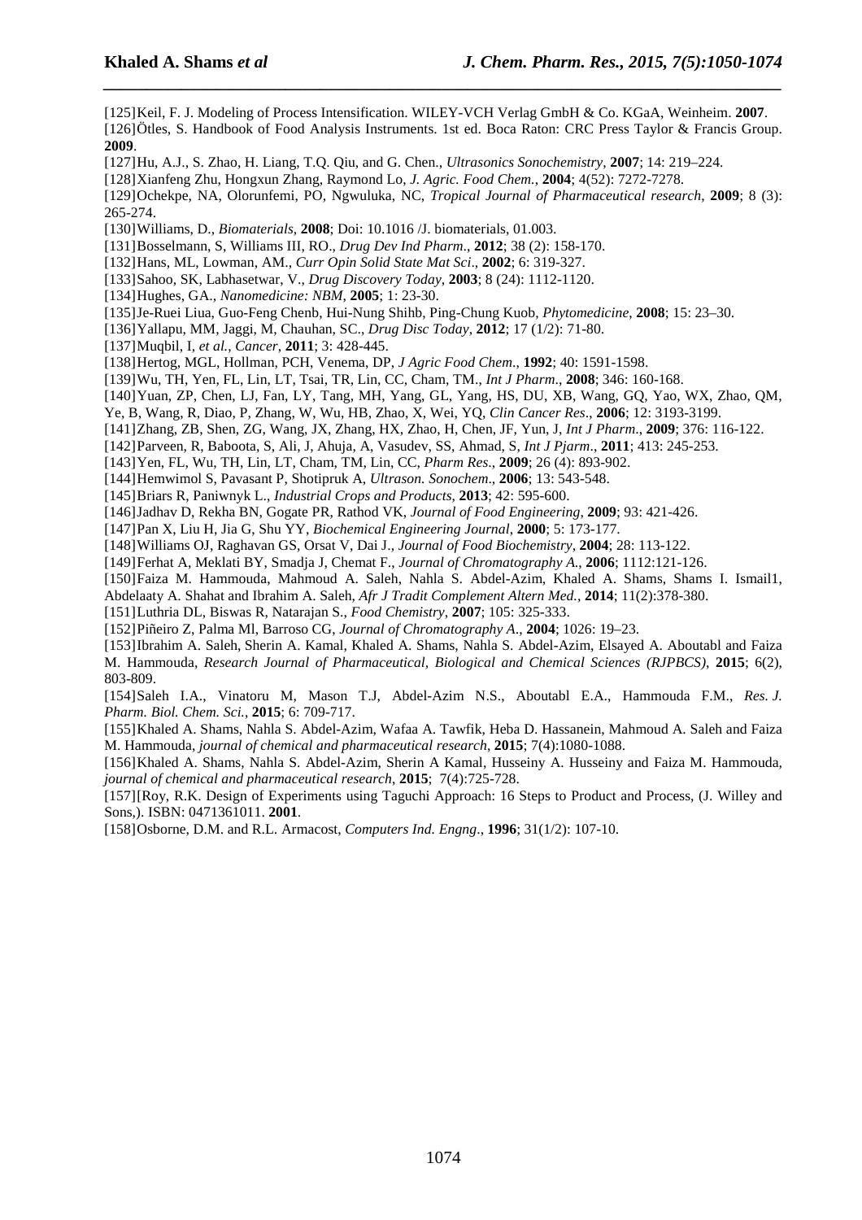[125]Keil, F. J. Modeling of Process Intensification. WILEY-VCH Verlag GmbH & Co. KGaA, Weinheim. **2007**.

[126]Ötles, S. Handbook of Food Analysis Instruments. 1st ed. Boca Raton: CRC Press Taylor & Francis Group. **2009**.

[127]Hu, A.J., S. Zhao, H. Liang, T.Q. Qiu, and G. Chen., *Ultrasonics Sonochemistry,* **2007**; 14: 219–224.

[128]Xianfeng Zhu, Hongxun Zhang, Raymond Lo, *J. Agric. Food Chem.*, **2004**; 4(52): 7272-7278.

[129]Ochekpe, NA, Olorunfemi, PO, Ngwuluka, NC, *Tropical Journal of Pharmaceutical research*, **2009**; 8 (3): 265-274.

[130]Williams, D., *Biomaterials*, **2008**; Doi: 10.1016 /J. biomaterials, 01.003.

[131]Bosselmann, S, Williams III, RO., *Drug Dev Ind Pharm*., **2012**; 38 (2): 158-170.

[132]Hans, ML, Lowman, AM., *Curr Opin Solid State Mat Sci*., **2002**; 6: 319-327.

[133]Sahoo, SK, Labhasetwar, V., *Drug Discovery Today*, **2003**; 8 (24): 1112-1120.

[134]Hughes, GA., *Nanomedicine: NBM*, **2005**; 1: 23-30.

[135]Je-Ruei Liua, Guo-Feng Chenb, Hui-Nung Shihb, Ping-Chung Kuob, *Phytomedicine*, **2008**; 15: 23–30.

[136]Yallapu, MM, Jaggi, M, Chauhan, SC., *Drug Disc Today*, **2012**; 17 (1/2): 71-80.

[137]Muqbil, I, *et al.*, *Cancer*, **2011**; 3: 428-445.

[138]Hertog, MGL, Hollman, PCH, Venema, DP, *J Agric Food Chem*., **1992**; 40: 1591-1598.

[139]Wu, TH, Yen, FL, Lin, LT, Tsai, TR, Lin, CC, Cham, TM., *Int J Pharm*., **2008**; 346: 160-168.

[140]Yuan, ZP, Chen, LJ, Fan, LY, Tang, MH, Yang, GL, Yang, HS, DU, XB, Wang, GQ, Yao, WX, Zhao, QM, Ye, B, Wang, R, Diao, P, Zhang, W, Wu, HB, Zhao, X, Wei, YQ, *Clin Cancer Res*., **2006**; 12: 3193-3199.

[141]Zhang, ZB, Shen, ZG, Wang, JX, Zhang, HX, Zhao, H, Chen, JF, Yun, J, *Int J Pharm*., **2009**; 376: 116-122.

[142]Parveen, R, Baboota, S, Ali, J, Ahuja, A, Vasudev, SS, Ahmad, S, *Int J Pjarm*., **2011**; 413: 245-253.

[143]Yen, FL, Wu, TH, Lin, LT, Cham, TM, Lin, CC, *Pharm Res*., **2009**; 26 (4): 893-902.

[144]Hemwimol S, Pavasant P, Shotipruk A, *Ultrason. Sonochem*., **2006**; 13: 543-548.

[145]Briars R, Paniwnyk L., *Industrial Crops and Products*, **2013**; 42: 595-600.

[146]Jadhav D, Rekha BN, Gogate PR, Rathod VK, *Journal of Food Engineering*, **2009**; 93: 421-426.

[147]Pan X, Liu H, Jia G, Shu YY, *Biochemical Engineering Journal*, **2000**; 5: 173-177.

[148]Williams OJ, Raghavan GS, Orsat V, Dai J., *Journal of Food Biochemistry*, **2004**; 28: 113-122.

[149]Ferhat A, Meklati BY, Smadja J, Chemat F., *Journal of Chromatography A*., **2006**; 1112:121-126.

[150]Faiza M. Hammouda, Mahmoud A. Saleh, Nahla S. Abdel-Azim, Khaled A. Shams, Shams I. Ismail1, Abdelaaty A. Shahat and Ibrahim A. Saleh, *Afr J Tradit Complement Altern Med.*, **2014**; 11(2):378-380.

[151]Luthria DL, Biswas R, Natarajan S., *Food Chemistry*, **2007**; 105: 325-333.

[152]Piñeiro Z, Palma Ml, Barroso CG, *Journal of Chromatography A*., **2004**; 1026: 19–23.

[153]Ibrahim A. Saleh, Sherin A. Kamal, Khaled A. Shams, Nahla S. Abdel-Azim, Elsayed A. Aboutabl and Faiza M. Hammouda, *Research Journal of Pharmaceutical, Biological and Chemical Sciences (RJPBCS)*, **2015**; 6(2), 803-809.

[154]Saleh I.A., Vinatoru M, Mason T.J, Abdel-Azim N.S., Aboutabl E.A., Hammouda F.M., *Res. J. Pharm. Biol. Chem. Sci.*, **2015**; 6: 709-717.

[155]Khaled A. Shams, Nahla S. Abdel-Azim, Wafaa A. Tawfik, Heba D. Hassanein, Mahmoud A. Saleh and Faiza M. Hammouda, *journal of chemical and pharmaceutical research*, **2015**; 7(4):1080-1088.

[156]Khaled A. Shams, Nahla S. Abdel-Azim, Sherin A Kamal, Husseiny A. Husseiny and Faiza M. Hammouda, *journal of chemical and pharmaceutical research*, **2015**; 7(4):725-728.

[157][Roy, R.K. Design of Experiments using Taguchi Approach: 16 Steps to Product and Process, (J. Willey and Sons,). ISBN: 0471361011. **2001**.

[158]Osborne, D.M. and R.L. Armacost, *Computers Ind. Engng*., **1996**; 31(1/2): 107-10.